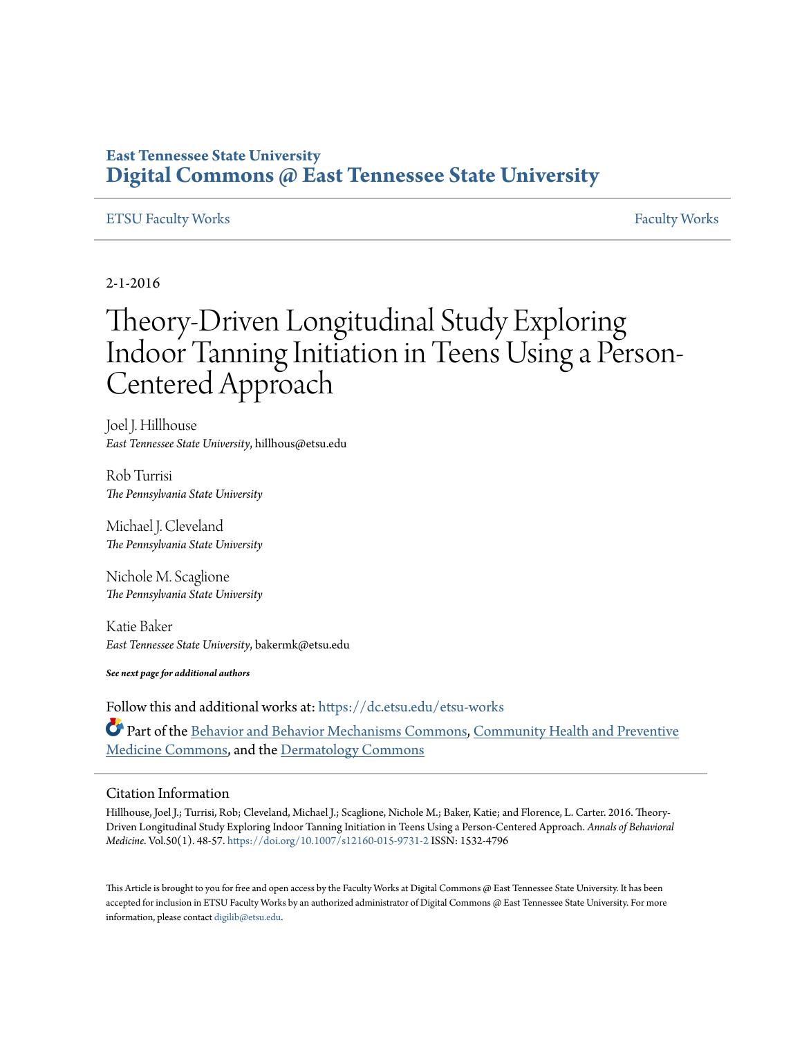**East Tennessee State University**
# Digital Commons @ East Tennessee State University

ETSU Faculty Works | Faculty Works

2-1-2016

# Theory-Driven Longitudinal Study Exploring Indoor Tanning Initiation in Teens Using a Person-Centered Approach

Joel J. Hillhouse
*East Tennessee State University*, hillhous@etsu.edu

Rob Turrisi
*The Pennsylvania State University*

Michael J. Cleveland
*The Pennsylvania State University*

Nichole M. Scaglione
*The Pennsylvania State University*

Katie Baker
*East Tennessee State University*, bakermk@etsu.edu

***See next page for additional authors***

Follow this and additional works at: https://dc.etsu.edu/etsu-works

Part of the Behavior and Behavior Mechanisms Commons, Community Health and Preventive Medicine Commons, and the Dermatology Commons

## Citation Information

Hillhouse, Joel J.; Turrisi, Rob; Cleveland, Michael J.; Scaglione, Nichole M.; Baker, Katie; and Florence, L. Carter. 2016. Theory-Driven Longitudinal Study Exploring Indoor Tanning Initiation in Teens Using a Person-Centered Approach. *Annals of Behavioral Medicine*. Vol.50(1). 48-57. https://doi.org/10.1007/s12160-015-9731-2 ISSN: 1532-4796

This Article is brought to you for free and open access by the Faculty Works at Digital Commons @ East Tennessee State University. It has been accepted for inclusion in ETSU Faculty Works by an authorized administrator of Digital Commons @ East Tennessee State University. For more information, please contact digilib@etsu.edu.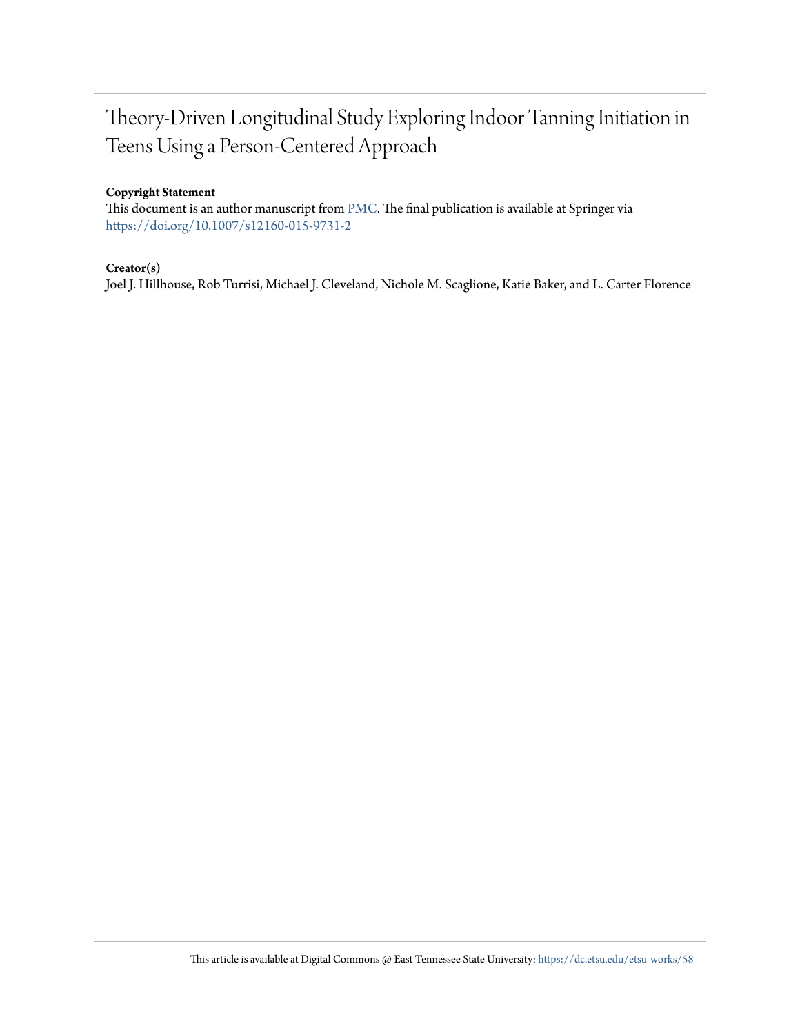# Theory-Driven Longitudinal Study Exploring Indoor Tanning Initiation in Teens Using a Person-Centered Approach

**Copyright Statement**

This document is an author manuscript from PMC. The final publication is available at Springer via https://doi.org/10.1007/s12160-015-9731-2

**Creator(s)**

Joel J. Hillhouse, Rob Turrisi, Michael J. Cleveland, Nichole M. Scaglione, Katie Baker, and L. Carter Florence

This article is available at Digital Commons @ East Tennessee State University: https://dc.etsu.edu/etsu-works/58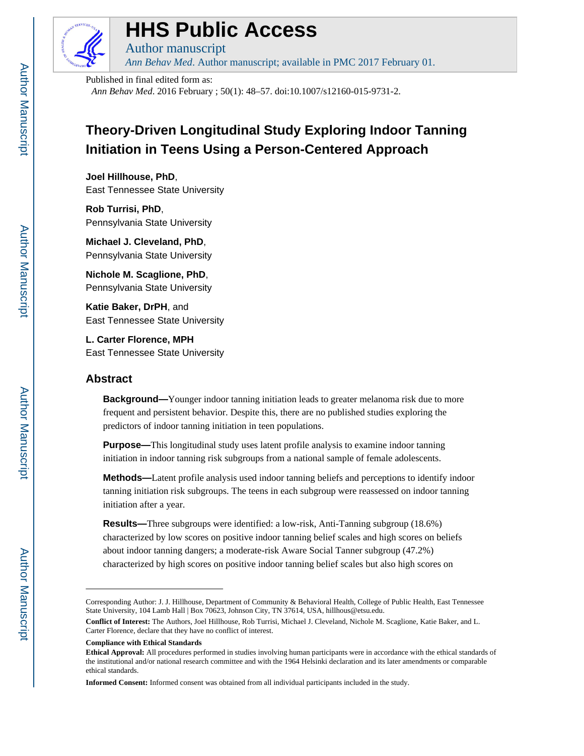# Theory-Driven Longitudinal Study Exploring Indoor Tanning Initiation in Teens Using a Person-Centered Approach

**Joel Hillhouse, PhD**,
East Tennessee State University

**Rob Turrisi, PhD**,
Pennsylvania State University

**Michael J. Cleveland, PhD**,
Pennsylvania State University

**Nichole M. Scaglione, PhD**,
Pennsylvania State University

**Katie Baker, DrPH**, and
East Tennessee State University

**L. Carter Florence, MPH**
East Tennessee State University

## Abstract

**Background—**Younger indoor tanning initiation leads to greater melanoma risk due to more frequent and persistent behavior. Despite this, there are no published studies exploring the predictors of indoor tanning initiation in teen populations.

**Purpose—**This longitudinal study uses latent profile analysis to examine indoor tanning initiation in indoor tanning risk subgroups from a national sample of female adolescents.

**Methods—**Latent profile analysis used indoor tanning beliefs and perceptions to identify indoor tanning initiation risk subgroups. The teens in each subgroup were reassessed on indoor tanning initiation after a year.

**Results—**Three subgroups were identified: a low-risk, Anti-Tanning subgroup (18.6%) characterized by low scores on positive indoor tanning belief scales and high scores on beliefs about indoor tanning dangers; a moderate-risk Aware Social Tanner subgroup (47.2%) characterized by high scores on positive indoor tanning belief scales but also high scores on

---

Corresponding Author: J. J. Hillhouse, Department of Community & Behavioral Health, College of Public Health, East Tennessee State University, 104 Lamb Hall | Box 70623, Johnson City, TN 37614, USA, hillhous@etsu.edu.

**Conflict of Interest:** The Authors, Joel Hillhouse, Rob Turrisi, Michael J. Cleveland, Nichole M. Scaglione, Katie Baker, and L. Carter Florence, declare that they have no conflict of interest.

**Compliance with Ethical Standards**

**Ethical Approval:** All procedures performed in studies involving human participants were in accordance with the ethical standards of the institutional and/or national research committee and with the 1964 Helsinki declaration and its later amendments or comparable ethical standards.

**Informed Consent:** Informed consent was obtained from all individual participants included in the study.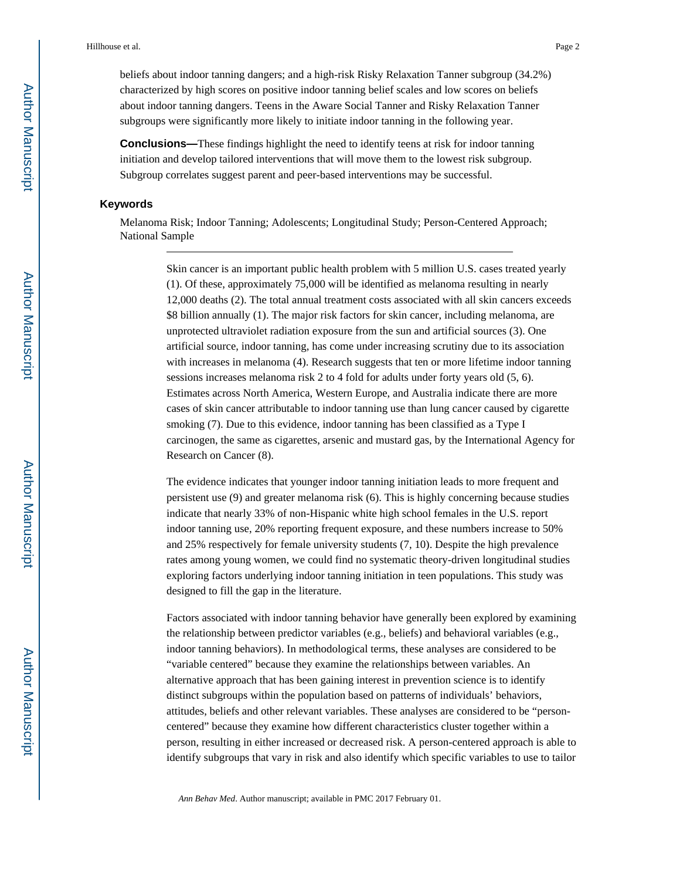beliefs about indoor tanning dangers; and a high-risk Risky Relaxation Tanner subgroup (34.2%) characterized by high scores on positive indoor tanning belief scales and low scores on beliefs about indoor tanning dangers. Teens in the Aware Social Tanner and Risky Relaxation Tanner subgroups were significantly more likely to initiate indoor tanning in the following year.

**Conclusions—**These findings highlight the need to identify teens at risk for indoor tanning initiation and develop tailored interventions that will move them to the lowest risk subgroup. Subgroup correlates suggest parent and peer-based interventions may be successful.

### Keywords

Melanoma Risk; Indoor Tanning; Adolescents; Longitudinal Study; Person-Centered Approach; National Sample

---

Skin cancer is an important public health problem with 5 million U.S. cases treated yearly (1). Of these, approximately 75,000 will be identified as melanoma resulting in nearly 12,000 deaths (2). The total annual treatment costs associated with all skin cancers exceeds $8 billion annually (1). The major risk factors for skin cancer, including melanoma, are unprotected ultraviolet radiation exposure from the sun and artificial sources (3). One artificial source, indoor tanning, has come under increasing scrutiny due to its association with increases in melanoma (4). Research suggests that ten or more lifetime indoor tanning sessions increases melanoma risk 2 to 4 fold for adults under forty years old (5, 6). Estimates across North America, Western Europe, and Australia indicate there are more cases of skin cancer attributable to indoor tanning use than lung cancer caused by cigarette smoking (7). Due to this evidence, indoor tanning has been classified as a Type I carcinogen, the same as cigarettes, arsenic and mustard gas, by the International Agency for Research on Cancer (8).

The evidence indicates that younger indoor tanning initiation leads to more frequent and persistent use (9) and greater melanoma risk (6). This is highly concerning because studies indicate that nearly 33% of non-Hispanic white high school females in the U.S. report indoor tanning use, 20% reporting frequent exposure, and these numbers increase to 50% and 25% respectively for female university students (7, 10). Despite the high prevalence rates among young women, we could find no systematic theory-driven longitudinal studies exploring factors underlying indoor tanning initiation in teen populations. This study was designed to fill the gap in the literature.

Factors associated with indoor tanning behavior have generally been explored by examining the relationship between predictor variables (e.g., beliefs) and behavioral variables (e.g., indoor tanning behaviors). In methodological terms, these analyses are considered to be "variable centered" because they examine the relationships between variables. An alternative approach that has been gaining interest in prevention science is to identify distinct subgroups within the population based on patterns of individuals' behaviors, attitudes, beliefs and other relevant variables. These analyses are considered to be "person-centered" because they examine how different characteristics cluster together within a person, resulting in either increased or decreased risk. A person-centered approach is able to identify subgroups that vary in risk and also identify which specific variables to use to tailor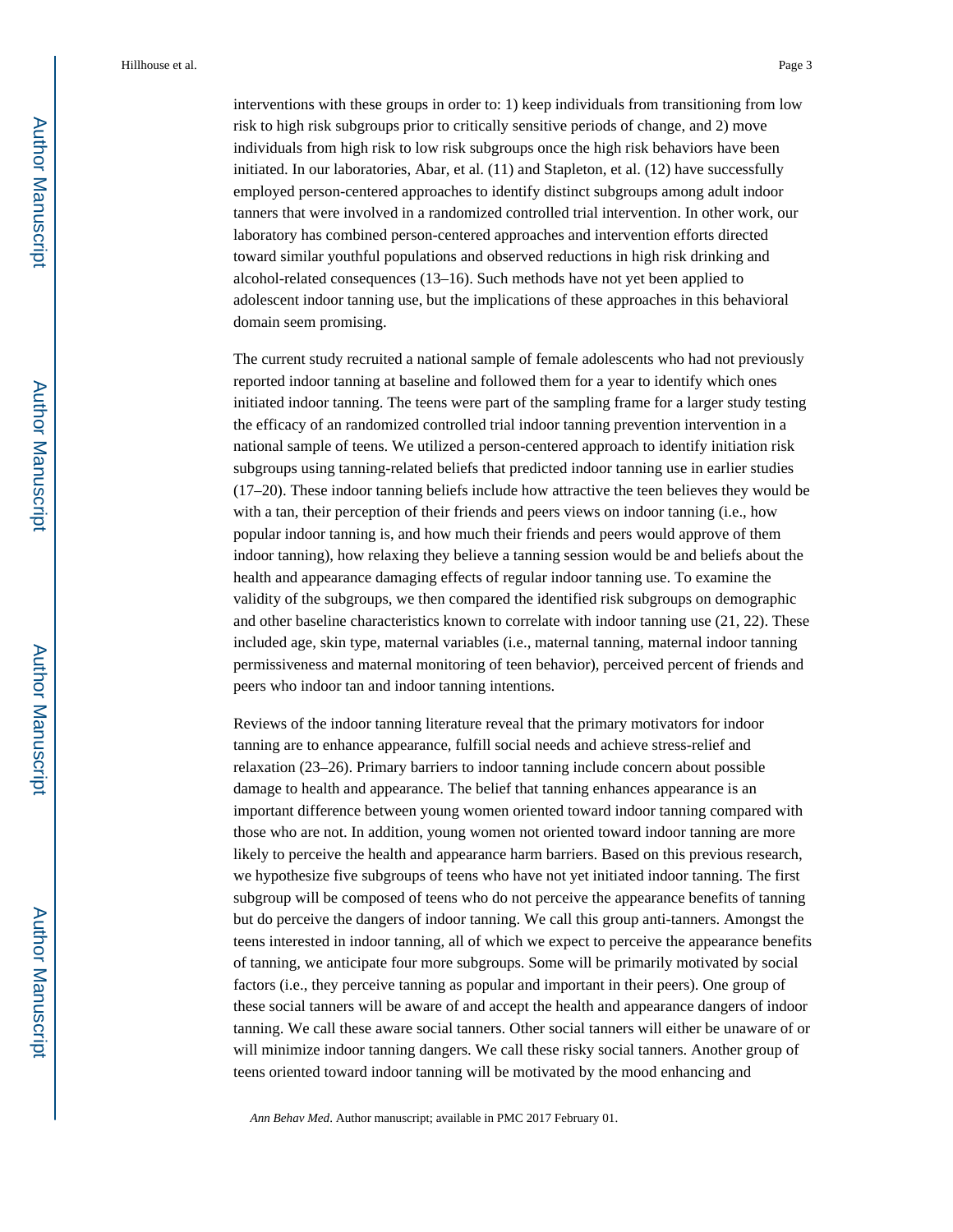interventions with these groups in order to: 1) keep individuals from transitioning from low risk to high risk subgroups prior to critically sensitive periods of change, and 2) move individuals from high risk to low risk subgroups once the high risk behaviors have been initiated. In our laboratories, Abar, et al. (11) and Stapleton, et al. (12) have successfully employed person-centered approaches to identify distinct subgroups among adult indoor tanners that were involved in a randomized controlled trial intervention. In other work, our laboratory has combined person-centered approaches and intervention efforts directed toward similar youthful populations and observed reductions in high risk drinking and alcohol-related consequences (13–16). Such methods have not yet been applied to adolescent indoor tanning use, but the implications of these approaches in this behavioral domain seem promising.

The current study recruited a national sample of female adolescents who had not previously reported indoor tanning at baseline and followed them for a year to identify which ones initiated indoor tanning. The teens were part of the sampling frame for a larger study testing the efficacy of an randomized controlled trial indoor tanning prevention intervention in a national sample of teens. We utilized a person-centered approach to identify initiation risk subgroups using tanning-related beliefs that predicted indoor tanning use in earlier studies (17–20). These indoor tanning beliefs include how attractive the teen believes they would be with a tan, their perception of their friends and peers views on indoor tanning (i.e., how popular indoor tanning is, and how much their friends and peers would approve of them indoor tanning), how relaxing they believe a tanning session would be and beliefs about the health and appearance damaging effects of regular indoor tanning use. To examine the validity of the subgroups, we then compared the identified risk subgroups on demographic and other baseline characteristics known to correlate with indoor tanning use (21, 22). These included age, skin type, maternal variables (i.e., maternal tanning, maternal indoor tanning permissiveness and maternal monitoring of teen behavior), perceived percent of friends and peers who indoor tan and indoor tanning intentions.

Reviews of the indoor tanning literature reveal that the primary motivators for indoor tanning are to enhance appearance, fulfill social needs and achieve stress-relief and relaxation (23–26). Primary barriers to indoor tanning include concern about possible damage to health and appearance. The belief that tanning enhances appearance is an important difference between young women oriented toward indoor tanning compared with those who are not. In addition, young women not oriented toward indoor tanning are more likely to perceive the health and appearance harm barriers. Based on this previous research, we hypothesize five subgroups of teens who have not yet initiated indoor tanning. The first subgroup will be composed of teens who do not perceive the appearance benefits of tanning but do perceive the dangers of indoor tanning. We call this group anti-tanners. Amongst the teens interested in indoor tanning, all of which we expect to perceive the appearance benefits of tanning, we anticipate four more subgroups. Some will be primarily motivated by social factors (i.e., they perceive tanning as popular and important in their peers). One group of these social tanners will be aware of and accept the health and appearance dangers of indoor tanning. We call these aware social tanners. Other social tanners will either be unaware of or will minimize indoor tanning dangers. We call these risky social tanners. Another group of teens oriented toward indoor tanning will be motivated by the mood enhancing and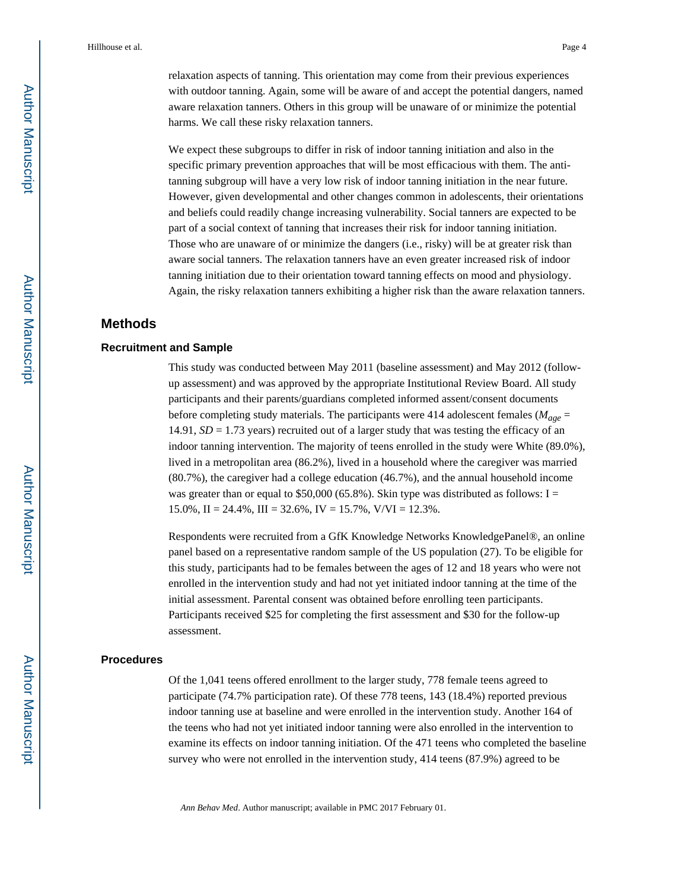relaxation aspects of tanning. This orientation may come from their previous experiences with outdoor tanning. Again, some will be aware of and accept the potential dangers, named aware relaxation tanners. Others in this group will be unaware of or minimize the potential harms. We call these risky relaxation tanners.

We expect these subgroups to differ in risk of indoor tanning initiation and also in the specific primary prevention approaches that will be most efficacious with them. The anti-tanning subgroup will have a very low risk of indoor tanning initiation in the near future. However, given developmental and other changes common in adolescents, their orientations and beliefs could readily change increasing vulnerability. Social tanners are expected to be part of a social context of tanning that increases their risk for indoor tanning initiation. Those who are unaware of or minimize the dangers (i.e., risky) will be at greater risk than aware social tanners. The relaxation tanners have an even greater increased risk of indoor tanning initiation due to their orientation toward tanning effects on mood and physiology. Again, the risky relaxation tanners exhibiting a higher risk than the aware relaxation tanners.

## Methods

### Recruitment and Sample

This study was conducted between May 2011 (baseline assessment) and May 2012 (follow-up assessment) and was approved by the appropriate Institutional Review Board. All study participants and their parents/guardians completed informed assent/consent documents before completing study materials. The participants were 414 adolescent females ($M_{age}$ = 14.91, $SD$ = 1.73 years) recruited out of a larger study that was testing the efficacy of an indoor tanning intervention. The majority of teens enrolled in the study were White (89.0%), lived in a metropolitan area (86.2%), lived in a household where the caregiver was married (80.7%), the caregiver had a college education (46.7%), and the annual household income was greater than or equal to $50,000 (65.8%). Skin type was distributed as follows: I = 15.0%, II = 24.4%, III = 32.6%, IV = 15.7%, V/VI = 12.3%.

Respondents were recruited from a GfK Knowledge Networks KnowledgePanel®, an online panel based on a representative random sample of the US population (27). To be eligible for this study, participants had to be females between the ages of 12 and 18 years who were not enrolled in the intervention study and had not yet initiated indoor tanning at the time of the initial assessment. Parental consent was obtained before enrolling teen participants. Participants received $25 for completing the first assessment and $30 for the follow-up assessment.

### Procedures

Of the 1,041 teens offered enrollment to the larger study, 778 female teens agreed to participate (74.7% participation rate). Of these 778 teens, 143 (18.4%) reported previous indoor tanning use at baseline and were enrolled in the intervention study. Another 164 of the teens who had not yet initiated indoor tanning were also enrolled in the intervention to examine its effects on indoor tanning initiation. Of the 471 teens who completed the baseline survey who were not enrolled in the intervention study, 414 teens (87.9%) agreed to be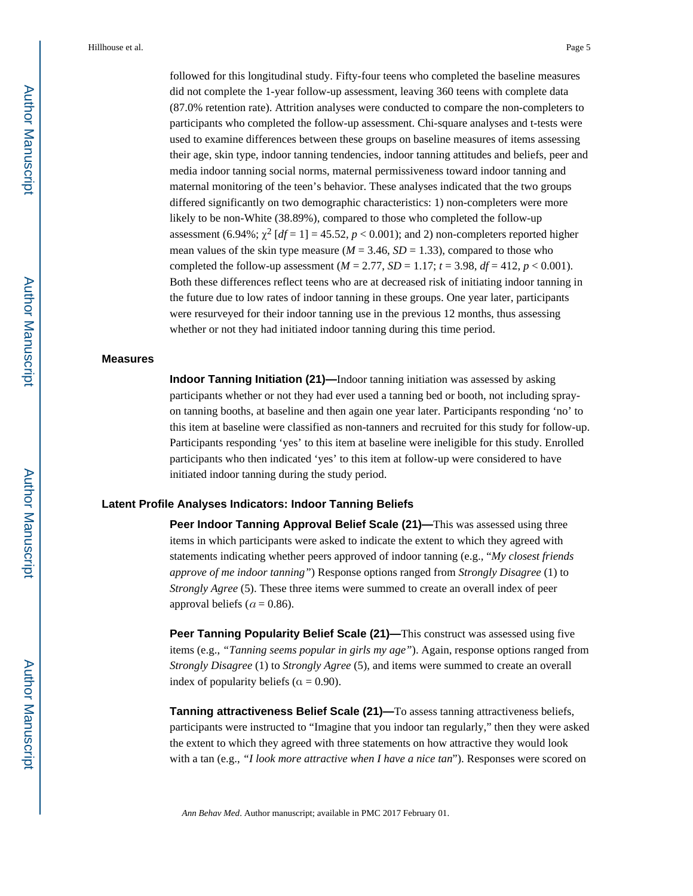followed for this longitudinal study. Fifty-four teens who completed the baseline measures did not complete the 1-year follow-up assessment, leaving 360 teens with complete data (87.0% retention rate). Attrition analyses were conducted to compare the non-completers to participants who completed the follow-up assessment. Chi-square analyses and t-tests were used to examine differences between these groups on baseline measures of items assessing their age, skin type, indoor tanning tendencies, indoor tanning attitudes and beliefs, peer and media indoor tanning social norms, maternal permissiveness toward indoor tanning and maternal monitoring of the teen's behavior. These analyses indicated that the two groups differed significantly on two demographic characteristics: 1) non-completers were more likely to be non-White (38.89%), compared to those who completed the follow-up assessment (6.94%; $\chi^2$ [$df = 1$] = 45.52, $p < 0.001$); and 2) non-completers reported higher mean values of the skin type measure ($M = 3.46$, $SD = 1.33$), compared to those who completed the follow-up assessment ($M = 2.77$, $SD = 1.17$; $t = 3.98$, $df = 412$, $p < 0.001$). Both these differences reflect teens who are at decreased risk of initiating indoor tanning in the future due to low rates of indoor tanning in these groups. One year later, participants were resurveyed for their indoor tanning use in the previous 12 months, thus assessing whether or not they had initiated indoor tanning during this time period.

## Measures

**Indoor Tanning Initiation (21)—**Indoor tanning initiation was assessed by asking participants whether or not they had ever used a tanning bed or booth, not including spray-on tanning booths, at baseline and then again one year later. Participants responding 'no' to this item at baseline were classified as non-tanners and recruited for this study for follow-up. Participants responding 'yes' to this item at baseline were ineligible for this study. Enrolled participants who then indicated 'yes' to this item at follow-up were considered to have initiated indoor tanning during the study period.

## Latent Profile Analyses Indicators: Indoor Tanning Beliefs

**Peer Indoor Tanning Approval Belief Scale (21)—**This was assessed using three items in which participants were asked to indicate the extent to which they agreed with statements indicating whether peers approved of indoor tanning (e.g., "*My closest friends approve of me indoor tanning"*) Response options ranged from *Strongly Disagree* (1) to *Strongly Agree* (5). These three items were summed to create an overall index of peer approval beliefs ($\alpha = 0.86$).

**Peer Tanning Popularity Belief Scale (21)—**This construct was assessed using five items (e.g., *"Tanning seems popular in girls my age"*). Again, response options ranged from *Strongly Disagree* (1) to *Strongly Agree* (5), and items were summed to create an overall index of popularity beliefs ($\alpha = 0.90$).

**Tanning attractiveness Belief Scale (21)—**To assess tanning attractiveness beliefs, participants were instructed to "Imagine that you indoor tan regularly," then they were asked the extent to which they agreed with three statements on how attractive they would look with a tan (e.g., *"I look more attractive when I have a nice tan*"). Responses were scored on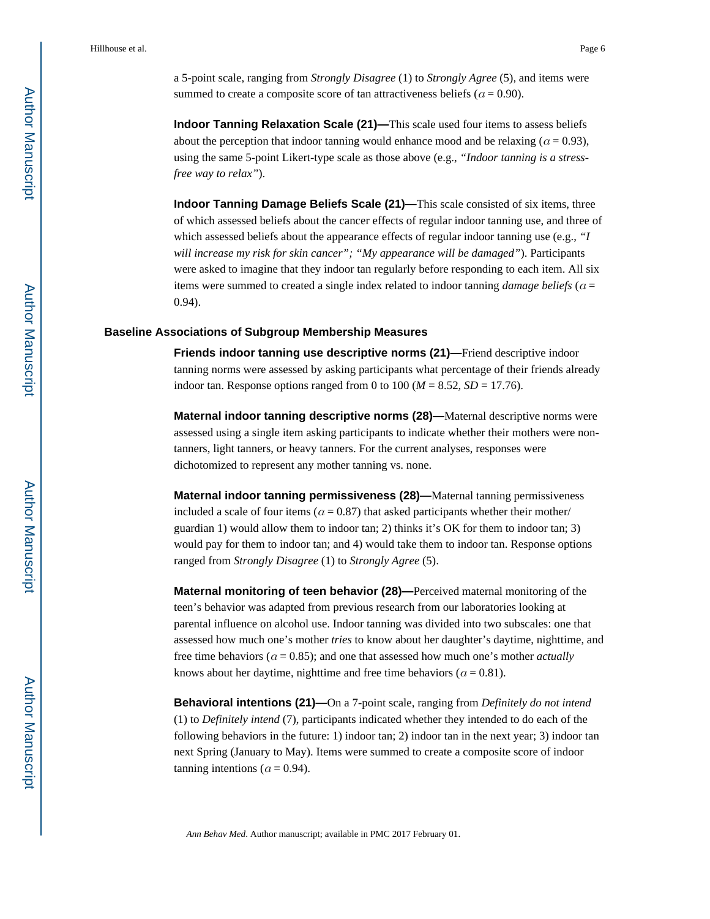a 5-point scale, ranging from *Strongly Disagree* (1) to *Strongly Agree* (5), and items were summed to create a composite score of tan attractiveness beliefs ($\alpha = 0.90$).

**Indoor Tanning Relaxation Scale (21)—**This scale used four items to assess beliefs about the perception that indoor tanning would enhance mood and be relaxing ($\alpha = 0.93$), using the same 5-point Likert-type scale as those above (e.g., *"Indoor tanning is a stress-free way to relax"*).

**Indoor Tanning Damage Beliefs Scale (21)—**This scale consisted of six items, three of which assessed beliefs about the cancer effects of regular indoor tanning use, and three of which assessed beliefs about the appearance effects of regular indoor tanning use (e.g., *"I will increase my risk for skin cancer"; "My appearance will be damaged"*). Participants were asked to imagine that they indoor tan regularly before responding to each item. All six items were summed to created a single index related to indoor tanning *damage beliefs* ($\alpha = 0.94$).

### Baseline Associations of Subgroup Membership Measures

**Friends indoor tanning use descriptive norms (21)—**Friend descriptive indoor tanning norms were assessed by asking participants what percentage of their friends already indoor tan. Response options ranged from 0 to 100 ($M = 8.52$, $SD = 17.76$).

**Maternal indoor tanning descriptive norms (28)—**Maternal descriptive norms were assessed using a single item asking participants to indicate whether their mothers were non-tanners, light tanners, or heavy tanners. For the current analyses, responses were dichotomized to represent any mother tanning vs. none.

**Maternal indoor tanning permissiveness (28)—**Maternal tanning permissiveness included a scale of four items ($\alpha = 0.87$) that asked participants whether their mother/guardian 1) would allow them to indoor tan; 2) thinks it's OK for them to indoor tan; 3) would pay for them to indoor tan; and 4) would take them to indoor tan. Response options ranged from *Strongly Disagree* (1) to *Strongly Agree* (5).

**Maternal monitoring of teen behavior (28)—**Perceived maternal monitoring of the teen's behavior was adapted from previous research from our laboratories looking at parental influence on alcohol use. Indoor tanning was divided into two subscales: one that assessed how much one's mother *tries* to know about her daughter's daytime, nighttime, and free time behaviors ($\alpha = 0.85$); and one that assessed how much one's mother *actually* knows about her daytime, nighttime and free time behaviors ($\alpha = 0.81$).

**Behavioral intentions (21)—**On a 7-point scale, ranging from *Definitely do not intend* (1) to *Definitely intend* (7), participants indicated whether they intended to do each of the following behaviors in the future: 1) indoor tan; 2) indoor tan in the next year; 3) indoor tan next Spring (January to May). Items were summed to create a composite score of indoor tanning intentions ($\alpha = 0.94$).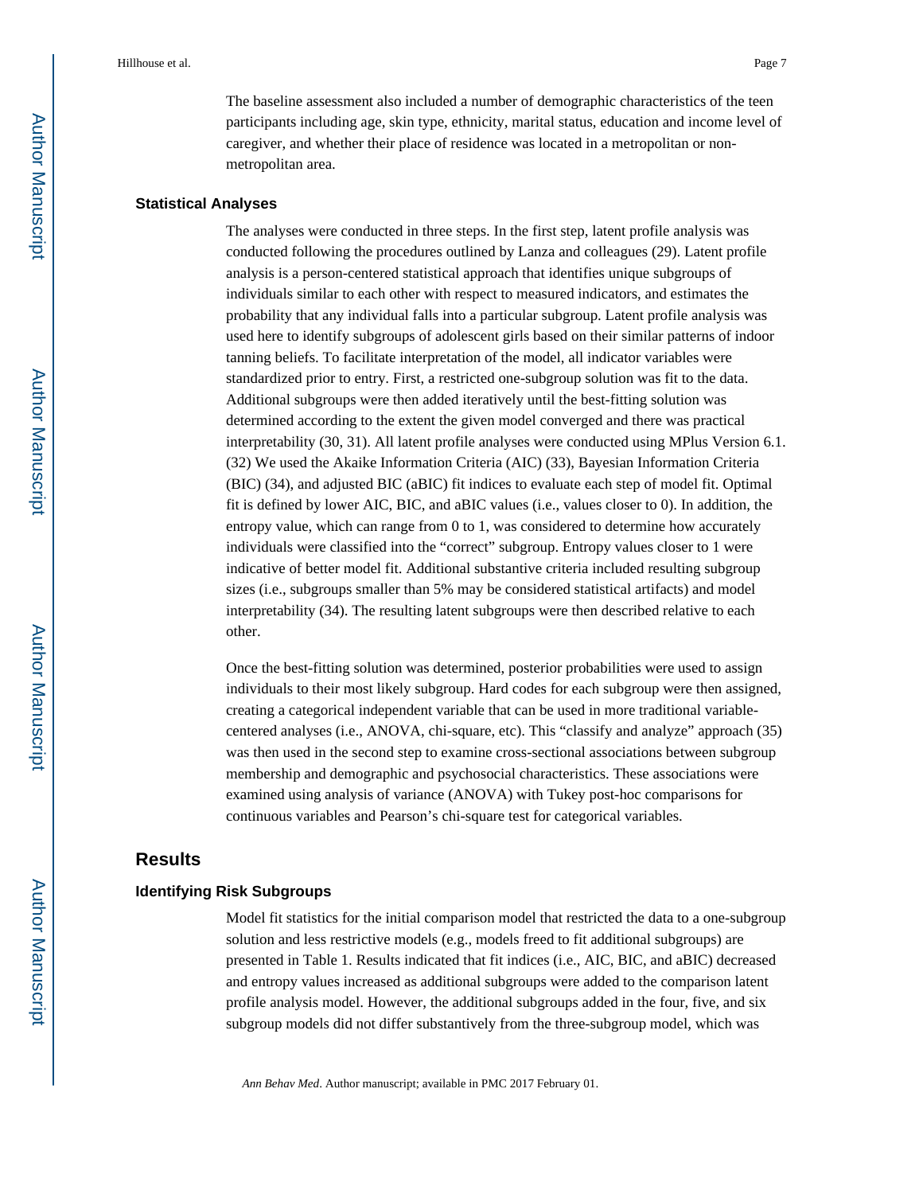The baseline assessment also included a number of demographic characteristics of the teen participants including age, skin type, ethnicity, marital status, education and income level of caregiver, and whether their place of residence was located in a metropolitan or non-metropolitan area.

### Statistical Analyses

The analyses were conducted in three steps. In the first step, latent profile analysis was conducted following the procedures outlined by Lanza and colleagues (29). Latent profile analysis is a person-centered statistical approach that identifies unique subgroups of individuals similar to each other with respect to measured indicators, and estimates the probability that any individual falls into a particular subgroup. Latent profile analysis was used here to identify subgroups of adolescent girls based on their similar patterns of indoor tanning beliefs. To facilitate interpretation of the model, all indicator variables were standardized prior to entry. First, a restricted one-subgroup solution was fit to the data. Additional subgroups were then added iteratively until the best-fitting solution was determined according to the extent the given model converged and there was practical interpretability (30, 31). All latent profile analyses were conducted using MPlus Version 6.1. (32) We used the Akaike Information Criteria (AIC) (33), Bayesian Information Criteria (BIC) (34), and adjusted BIC (aBIC) fit indices to evaluate each step of model fit. Optimal fit is defined by lower AIC, BIC, and aBIC values (i.e., values closer to 0). In addition, the entropy value, which can range from 0 to 1, was considered to determine how accurately individuals were classified into the "correct" subgroup. Entropy values closer to 1 were indicative of better model fit. Additional substantive criteria included resulting subgroup sizes (i.e., subgroups smaller than 5% may be considered statistical artifacts) and model interpretability (34). The resulting latent subgroups were then described relative to each other.

Once the best-fitting solution was determined, posterior probabilities were used to assign individuals to their most likely subgroup. Hard codes for each subgroup were then assigned, creating a categorical independent variable that can be used in more traditional variable-centered analyses (i.e., ANOVA, chi-square, etc). This "classify and analyze" approach (35) was then used in the second step to examine cross-sectional associations between subgroup membership and demographic and psychosocial characteristics. These associations were examined using analysis of variance (ANOVA) with Tukey post-hoc comparisons for continuous variables and Pearson's chi-square test for categorical variables.

## Results

### Identifying Risk Subgroups

Model fit statistics for the initial comparison model that restricted the data to a one-subgroup solution and less restrictive models (e.g., models freed to fit additional subgroups) are presented in Table 1. Results indicated that fit indices (i.e., AIC, BIC, and aBIC) decreased and entropy values increased as additional subgroups were added to the comparison latent profile analysis model. However, the additional subgroups added in the four, five, and six subgroup models did not differ substantively from the three-subgroup model, which was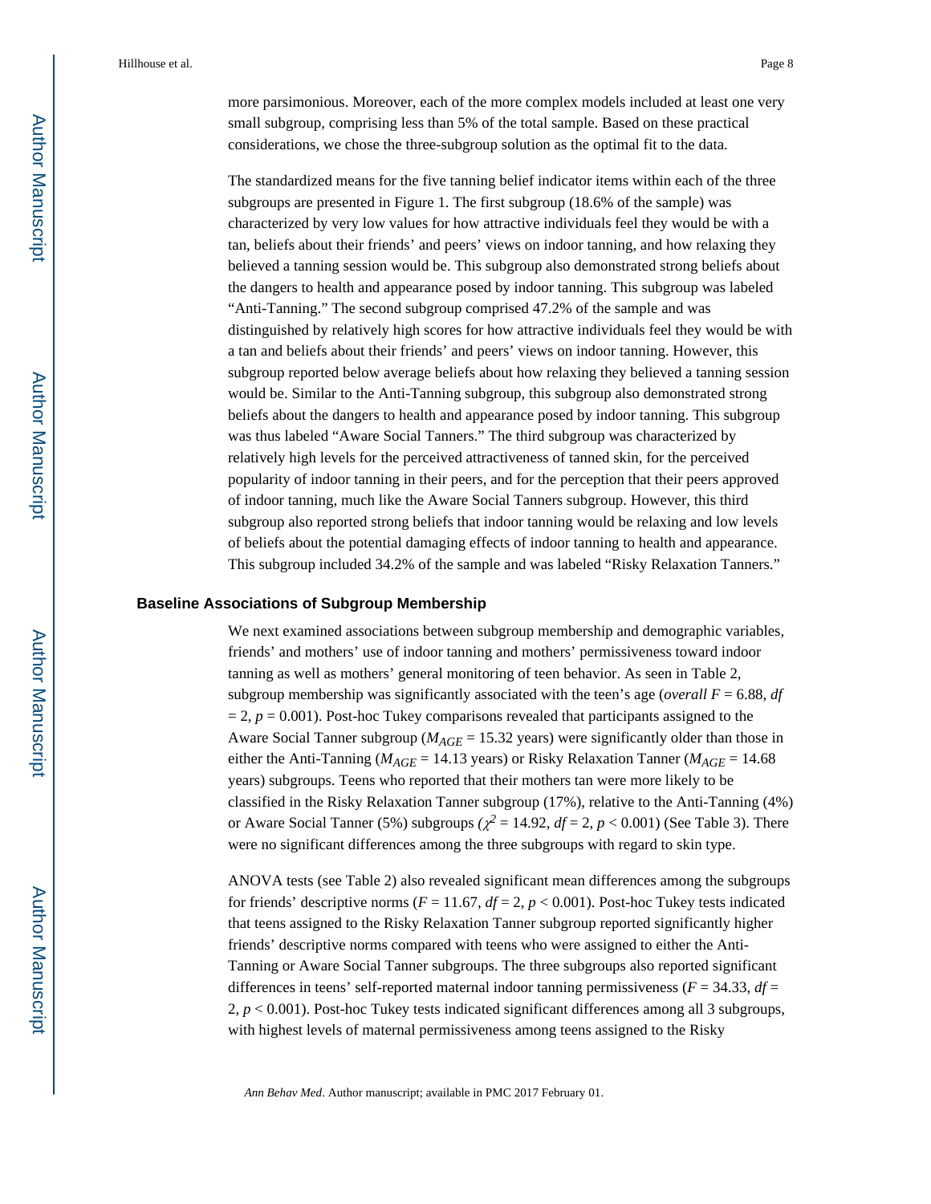more parsimonious. Moreover, each of the more complex models included at least one very small subgroup, comprising less than 5% of the total sample. Based on these practical considerations, we chose the three-subgroup solution as the optimal fit to the data.

The standardized means for the five tanning belief indicator items within each of the three subgroups are presented in Figure 1. The first subgroup (18.6% of the sample) was characterized by very low values for how attractive individuals feel they would be with a tan, beliefs about their friends' and peers' views on indoor tanning, and how relaxing they believed a tanning session would be. This subgroup also demonstrated strong beliefs about the dangers to health and appearance posed by indoor tanning. This subgroup was labeled "Anti-Tanning." The second subgroup comprised 47.2% of the sample and was distinguished by relatively high scores for how attractive individuals feel they would be with a tan and beliefs about their friends' and peers' views on indoor tanning. However, this subgroup reported below average beliefs about how relaxing they believed a tanning session would be. Similar to the Anti-Tanning subgroup, this subgroup also demonstrated strong beliefs about the dangers to health and appearance posed by indoor tanning. This subgroup was thus labeled "Aware Social Tanners." The third subgroup was characterized by relatively high levels for the perceived attractiveness of tanned skin, for the perceived popularity of indoor tanning in their peers, and for the perception that their peers approved of indoor tanning, much like the Aware Social Tanners subgroup. However, this third subgroup also reported strong beliefs that indoor tanning would be relaxing and low levels of beliefs about the potential damaging effects of indoor tanning to health and appearance. This subgroup included 34.2% of the sample and was labeled "Risky Relaxation Tanners."

### Baseline Associations of Subgroup Membership

We next examined associations between subgroup membership and demographic variables, friends' and mothers' use of indoor tanning and mothers' permissiveness toward indoor tanning as well as mothers' general monitoring of teen behavior. As seen in Table 2, subgroup membership was significantly associated with the teen's age (*overall* $F = 6.88$, $df = 2$, $p = 0.001$). Post-hoc Tukey comparisons revealed that participants assigned to the Aware Social Tanner subgroup ($M_{AGE} = 15.32$ years) were significantly older than those in either the Anti-Tanning ($M_{AGE} = 14.13$ years) or Risky Relaxation Tanner ($M_{AGE} = 14.68$ years) subgroups. Teens who reported that their mothers tan were more likely to be classified in the Risky Relaxation Tanner subgroup (17%), relative to the Anti-Tanning (4%) or Aware Social Tanner (5%) subgroups ($\chi^2 = 14.92$, $df = 2$, $p < 0.001$) (See Table 3). There were no significant differences among the three subgroups with regard to skin type.

ANOVA tests (see Table 2) also revealed significant mean differences among the subgroups for friends' descriptive norms ($F = 11.67$, $df = 2$, $p < 0.001$). Post-hoc Tukey tests indicated that teens assigned to the Risky Relaxation Tanner subgroup reported significantly higher friends' descriptive norms compared with teens who were assigned to either the Anti-Tanning or Aware Social Tanner subgroups. The three subgroups also reported significant differences in teens' self-reported maternal indoor tanning permissiveness ($F = 34.33$, $df = 2$, $p < 0.001$). Post-hoc Tukey tests indicated significant differences among all 3 subgroups, with highest levels of maternal permissiveness among teens assigned to the Risky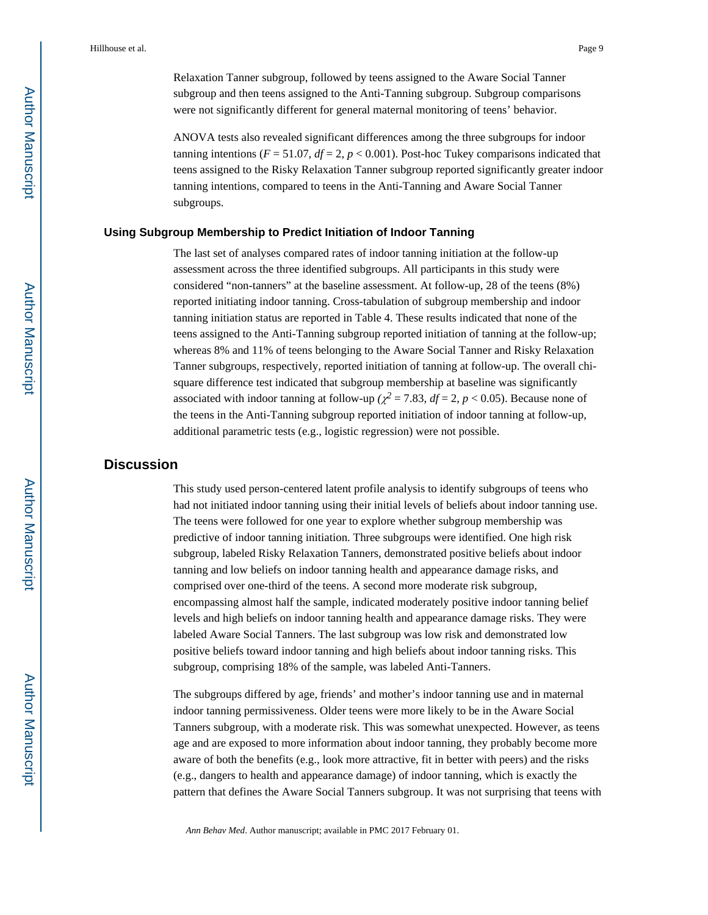Relaxation Tanner subgroup, followed by teens assigned to the Aware Social Tanner subgroup and then teens assigned to the Anti-Tanning subgroup. Subgroup comparisons were not significantly different for general maternal monitoring of teens' behavior.

ANOVA tests also revealed significant differences among the three subgroups for indoor tanning intentions ($F = 51.07$, $df = 2$, $p < 0.001$). Post-hoc Tukey comparisons indicated that teens assigned to the Risky Relaxation Tanner subgroup reported significantly greater indoor tanning intentions, compared to teens in the Anti-Tanning and Aware Social Tanner subgroups.

### Using Subgroup Membership to Predict Initiation of Indoor Tanning

The last set of analyses compared rates of indoor tanning initiation at the follow-up assessment across the three identified subgroups. All participants in this study were considered "non-tanners" at the baseline assessment. At follow-up, 28 of the teens (8%) reported initiating indoor tanning. Cross-tabulation of subgroup membership and indoor tanning initiation status are reported in Table 4. These results indicated that none of the teens assigned to the Anti-Tanning subgroup reported initiation of tanning at the follow-up; whereas 8% and 11% of teens belonging to the Aware Social Tanner and Risky Relaxation Tanner subgroups, respectively, reported initiation of tanning at follow-up. The overall chi-square difference test indicated that subgroup membership at baseline was significantly associated with indoor tanning at follow-up ($\chi^2 = 7.83$, $df = 2$, $p < 0.05$). Because none of the teens in the Anti-Tanning subgroup reported initiation of indoor tanning at follow-up, additional parametric tests (e.g., logistic regression) were not possible.

## Discussion

This study used person-centered latent profile analysis to identify subgroups of teens who had not initiated indoor tanning using their initial levels of beliefs about indoor tanning use. The teens were followed for one year to explore whether subgroup membership was predictive of indoor tanning initiation. Three subgroups were identified. One high risk subgroup, labeled Risky Relaxation Tanners, demonstrated positive beliefs about indoor tanning and low beliefs on indoor tanning health and appearance damage risks, and comprised over one-third of the teens. A second more moderate risk subgroup, encompassing almost half the sample, indicated moderately positive indoor tanning belief levels and high beliefs on indoor tanning health and appearance damage risks. They were labeled Aware Social Tanners. The last subgroup was low risk and demonstrated low positive beliefs toward indoor tanning and high beliefs about indoor tanning risks. This subgroup, comprising 18% of the sample, was labeled Anti-Tanners.

The subgroups differed by age, friends' and mother's indoor tanning use and in maternal indoor tanning permissiveness. Older teens were more likely to be in the Aware Social Tanners subgroup, with a moderate risk. This was somewhat unexpected. However, as teens age and are exposed to more information about indoor tanning, they probably become more aware of both the benefits (e.g., look more attractive, fit in better with peers) and the risks (e.g., dangers to health and appearance damage) of indoor tanning, which is exactly the pattern that defines the Aware Social Tanners subgroup. It was not surprising that teens with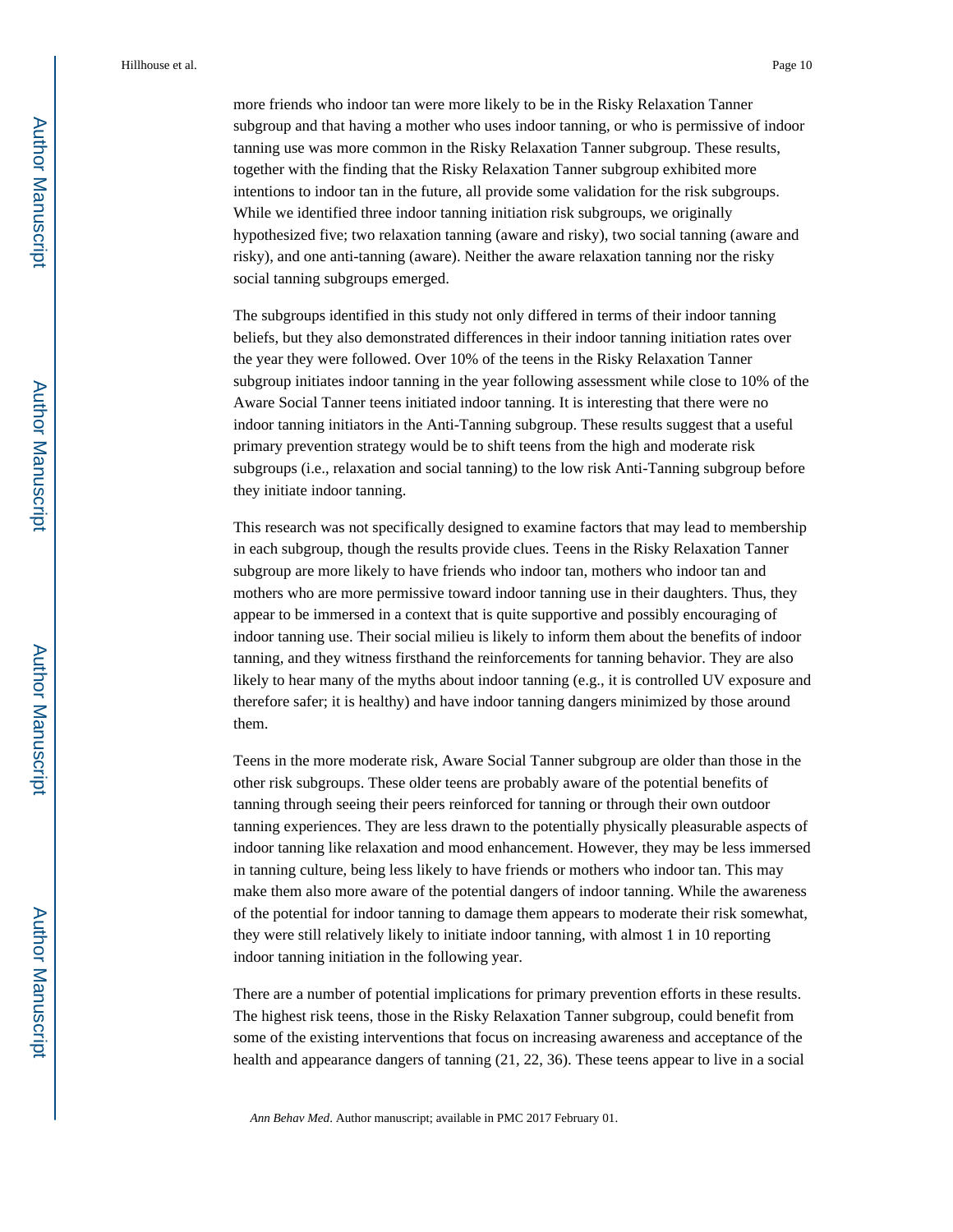more friends who indoor tan were more likely to be in the Risky Relaxation Tanner subgroup and that having a mother who uses indoor tanning, or who is permissive of indoor tanning use was more common in the Risky Relaxation Tanner subgroup. These results, together with the finding that the Risky Relaxation Tanner subgroup exhibited more intentions to indoor tan in the future, all provide some validation for the risk subgroups. While we identified three indoor tanning initiation risk subgroups, we originally hypothesized five; two relaxation tanning (aware and risky), two social tanning (aware and risky), and one anti-tanning (aware). Neither the aware relaxation tanning nor the risky social tanning subgroups emerged.

The subgroups identified in this study not only differed in terms of their indoor tanning beliefs, but they also demonstrated differences in their indoor tanning initiation rates over the year they were followed. Over 10% of the teens in the Risky Relaxation Tanner subgroup initiates indoor tanning in the year following assessment while close to 10% of the Aware Social Tanner teens initiated indoor tanning. It is interesting that there were no indoor tanning initiators in the Anti-Tanning subgroup. These results suggest that a useful primary prevention strategy would be to shift teens from the high and moderate risk subgroups (i.e., relaxation and social tanning) to the low risk Anti-Tanning subgroup before they initiate indoor tanning.

This research was not specifically designed to examine factors that may lead to membership in each subgroup, though the results provide clues. Teens in the Risky Relaxation Tanner subgroup are more likely to have friends who indoor tan, mothers who indoor tan and mothers who are more permissive toward indoor tanning use in their daughters. Thus, they appear to be immersed in a context that is quite supportive and possibly encouraging of indoor tanning use. Their social milieu is likely to inform them about the benefits of indoor tanning, and they witness firsthand the reinforcements for tanning behavior. They are also likely to hear many of the myths about indoor tanning (e.g., it is controlled UV exposure and therefore safer; it is healthy) and have indoor tanning dangers minimized by those around them.

Teens in the more moderate risk, Aware Social Tanner subgroup are older than those in the other risk subgroups. These older teens are probably aware of the potential benefits of tanning through seeing their peers reinforced for tanning or through their own outdoor tanning experiences. They are less drawn to the potentially physically pleasurable aspects of indoor tanning like relaxation and mood enhancement. However, they may be less immersed in tanning culture, being less likely to have friends or mothers who indoor tan. This may make them also more aware of the potential dangers of indoor tanning. While the awareness of the potential for indoor tanning to damage them appears to moderate their risk somewhat, they were still relatively likely to initiate indoor tanning, with almost 1 in 10 reporting indoor tanning initiation in the following year.

There are a number of potential implications for primary prevention efforts in these results. The highest risk teens, those in the Risky Relaxation Tanner subgroup, could benefit from some of the existing interventions that focus on increasing awareness and acceptance of the health and appearance dangers of tanning (21, 22, 36). These teens appear to live in a social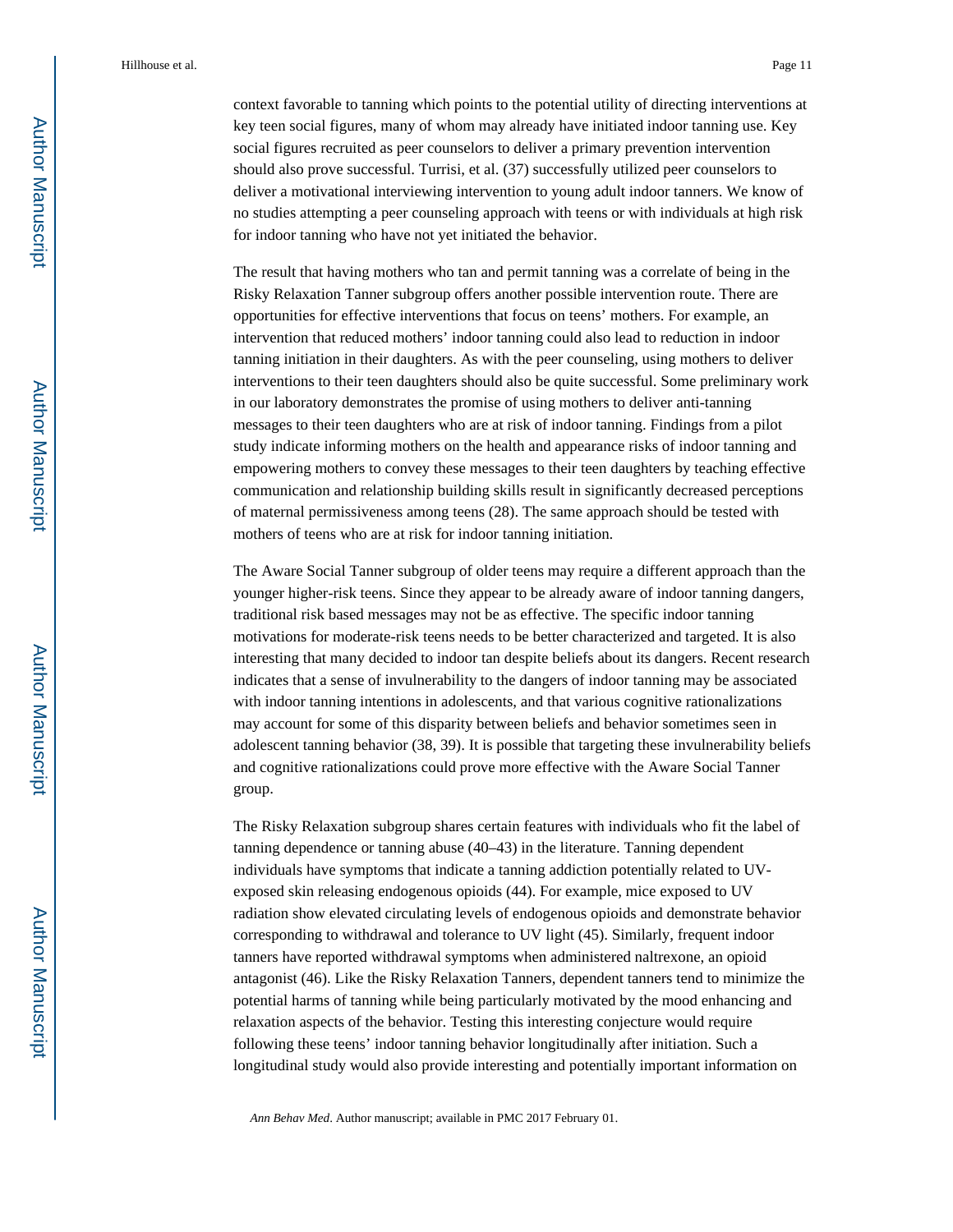context favorable to tanning which points to the potential utility of directing interventions at key teen social figures, many of whom may already have initiated indoor tanning use. Key social figures recruited as peer counselors to deliver a primary prevention intervention should also prove successful. Turrisi, et al. (37) successfully utilized peer counselors to deliver a motivational interviewing intervention to young adult indoor tanners. We know of no studies attempting a peer counseling approach with teens or with individuals at high risk for indoor tanning who have not yet initiated the behavior.

The result that having mothers who tan and permit tanning was a correlate of being in the Risky Relaxation Tanner subgroup offers another possible intervention route. There are opportunities for effective interventions that focus on teens' mothers. For example, an intervention that reduced mothers' indoor tanning could also lead to reduction in indoor tanning initiation in their daughters. As with the peer counseling, using mothers to deliver interventions to their teen daughters should also be quite successful. Some preliminary work in our laboratory demonstrates the promise of using mothers to deliver anti-tanning messages to their teen daughters who are at risk of indoor tanning. Findings from a pilot study indicate informing mothers on the health and appearance risks of indoor tanning and empowering mothers to convey these messages to their teen daughters by teaching effective communication and relationship building skills result in significantly decreased perceptions of maternal permissiveness among teens (28). The same approach should be tested with mothers of teens who are at risk for indoor tanning initiation.

The Aware Social Tanner subgroup of older teens may require a different approach than the younger higher-risk teens. Since they appear to be already aware of indoor tanning dangers, traditional risk based messages may not be as effective. The specific indoor tanning motivations for moderate-risk teens needs to be better characterized and targeted. It is also interesting that many decided to indoor tan despite beliefs about its dangers. Recent research indicates that a sense of invulnerability to the dangers of indoor tanning may be associated with indoor tanning intentions in adolescents, and that various cognitive rationalizations may account for some of this disparity between beliefs and behavior sometimes seen in adolescent tanning behavior (38, 39). It is possible that targeting these invulnerability beliefs and cognitive rationalizations could prove more effective with the Aware Social Tanner group.

The Risky Relaxation subgroup shares certain features with individuals who fit the label of tanning dependence or tanning abuse (40–43) in the literature. Tanning dependent individuals have symptoms that indicate a tanning addiction potentially related to UV-exposed skin releasing endogenous opioids (44). For example, mice exposed to UV radiation show elevated circulating levels of endogenous opioids and demonstrate behavior corresponding to withdrawal and tolerance to UV light (45). Similarly, frequent indoor tanners have reported withdrawal symptoms when administered naltrexone, an opioid antagonist (46). Like the Risky Relaxation Tanners, dependent tanners tend to minimize the potential harms of tanning while being particularly motivated by the mood enhancing and relaxation aspects of the behavior. Testing this interesting conjecture would require following these teens' indoor tanning behavior longitudinally after initiation. Such a longitudinal study would also provide interesting and potentially important information on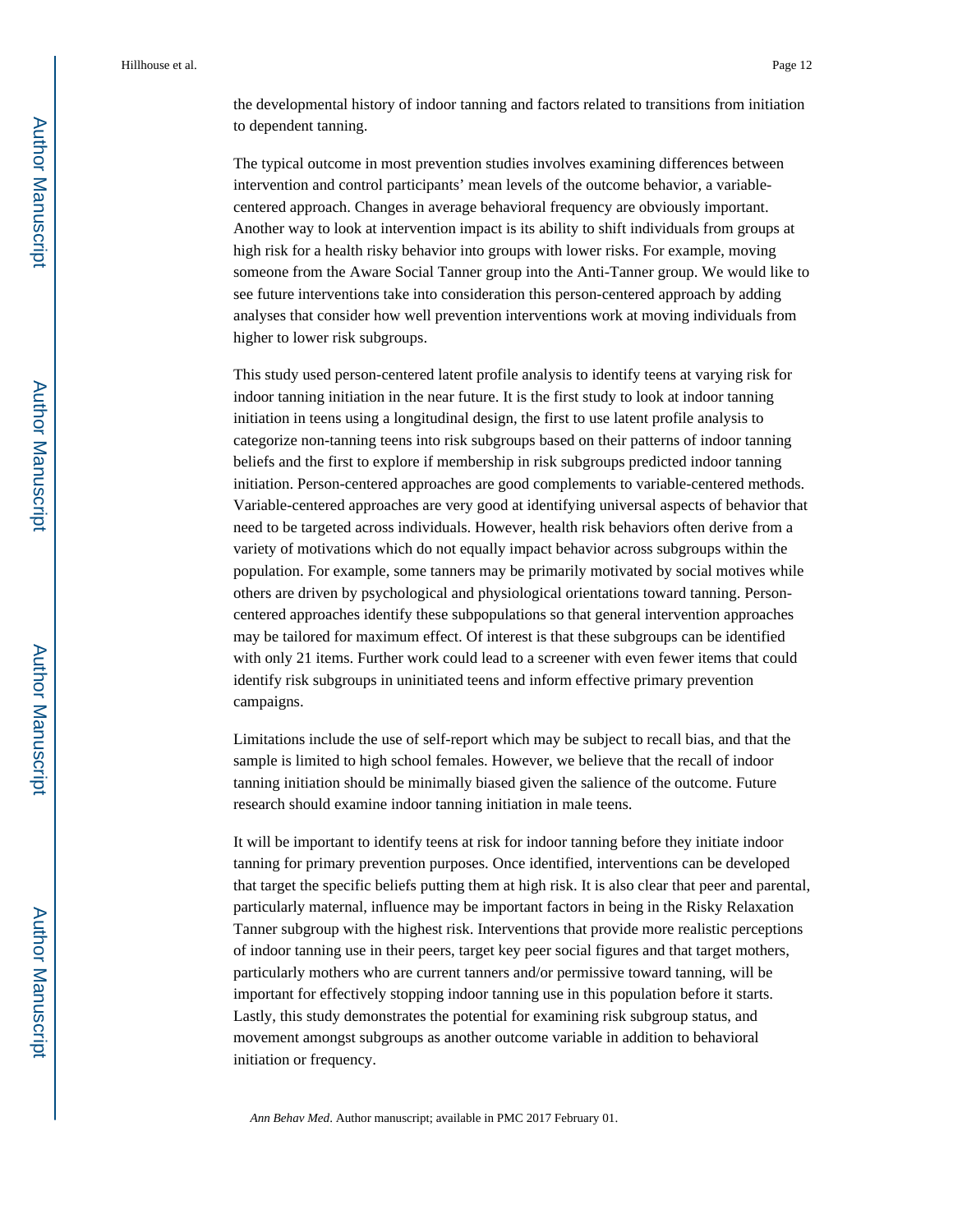the developmental history of indoor tanning and factors related to transitions from initiation to dependent tanning.

The typical outcome in most prevention studies involves examining differences between intervention and control participants' mean levels of the outcome behavior, a variable-centered approach. Changes in average behavioral frequency are obviously important. Another way to look at intervention impact is its ability to shift individuals from groups at high risk for a health risky behavior into groups with lower risks. For example, moving someone from the Aware Social Tanner group into the Anti-Tanner group. We would like to see future interventions take into consideration this person-centered approach by adding analyses that consider how well prevention interventions work at moving individuals from higher to lower risk subgroups.

This study used person-centered latent profile analysis to identify teens at varying risk for indoor tanning initiation in the near future. It is the first study to look at indoor tanning initiation in teens using a longitudinal design, the first to use latent profile analysis to categorize non-tanning teens into risk subgroups based on their patterns of indoor tanning beliefs and the first to explore if membership in risk subgroups predicted indoor tanning initiation. Person-centered approaches are good complements to variable-centered methods. Variable-centered approaches are very good at identifying universal aspects of behavior that need to be targeted across individuals. However, health risk behaviors often derive from a variety of motivations which do not equally impact behavior across subgroups within the population. For example, some tanners may be primarily motivated by social motives while others are driven by psychological and physiological orientations toward tanning. Person-centered approaches identify these subpopulations so that general intervention approaches may be tailored for maximum effect. Of interest is that these subgroups can be identified with only 21 items. Further work could lead to a screener with even fewer items that could identify risk subgroups in uninitiated teens and inform effective primary prevention campaigns.

Limitations include the use of self-report which may be subject to recall bias, and that the sample is limited to high school females. However, we believe that the recall of indoor tanning initiation should be minimally biased given the salience of the outcome. Future research should examine indoor tanning initiation in male teens.

It will be important to identify teens at risk for indoor tanning before they initiate indoor tanning for primary prevention purposes. Once identified, interventions can be developed that target the specific beliefs putting them at high risk. It is also clear that peer and parental, particularly maternal, influence may be important factors in being in the Risky Relaxation Tanner subgroup with the highest risk. Interventions that provide more realistic perceptions of indoor tanning use in their peers, target key peer social figures and that target mothers, particularly mothers who are current tanners and/or permissive toward tanning, will be important for effectively stopping indoor tanning use in this population before it starts. Lastly, this study demonstrates the potential for examining risk subgroup status, and movement amongst subgroups as another outcome variable in addition to behavioral initiation or frequency.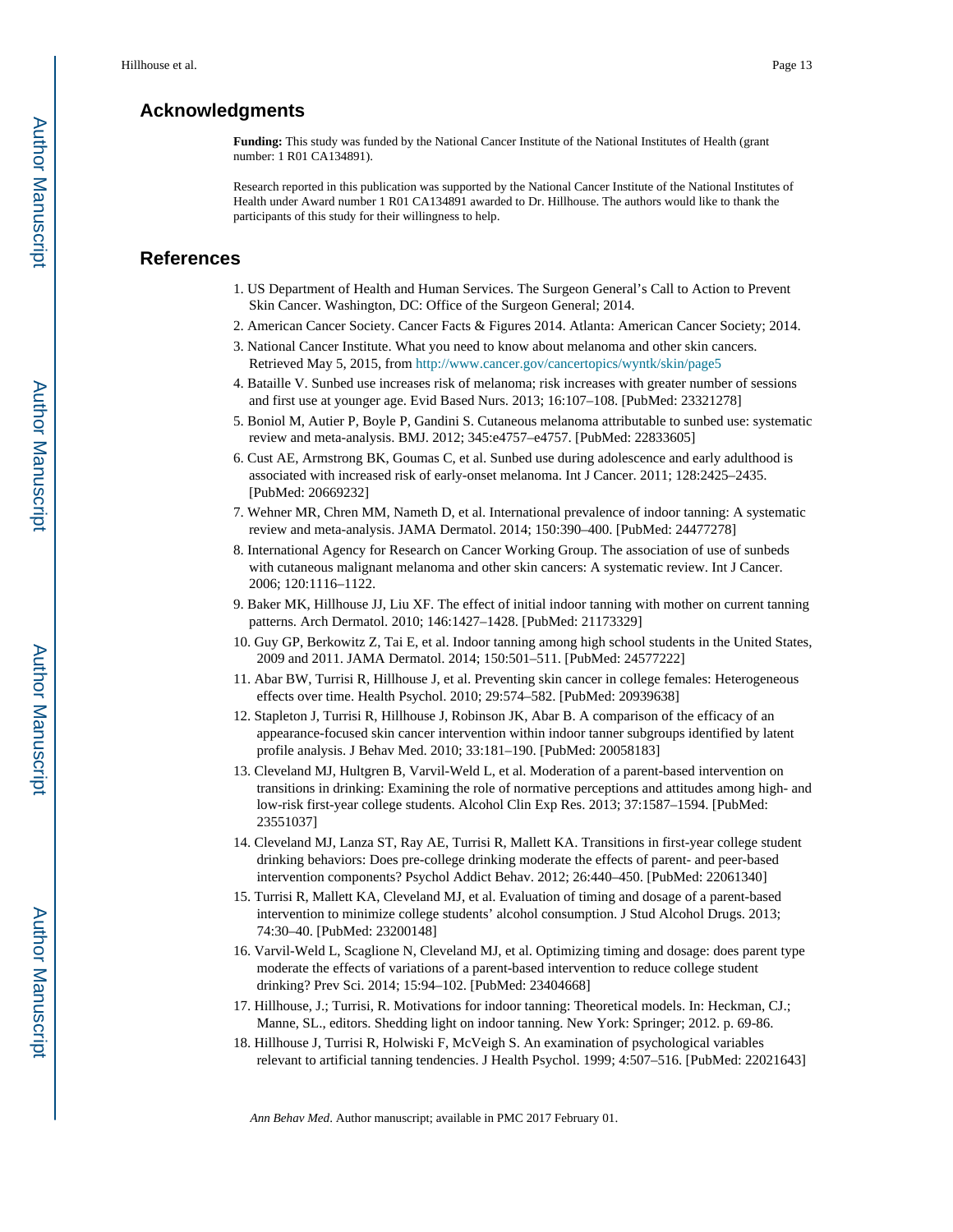## Acknowledgments

**Funding:** This study was funded by the National Cancer Institute of the National Institutes of Health (grant number: 1 R01 CA134891).

Research reported in this publication was supported by the National Cancer Institute of the National Institutes of Health under Award number 1 R01 CA134891 awarded to Dr. Hillhouse. The authors would like to thank the participants of this study for their willingness to help.

## References

1. US Department of Health and Human Services. The Surgeon General's Call to Action to Prevent Skin Cancer. Washington, DC: Office of the Surgeon General; 2014.
2. American Cancer Society. Cancer Facts & Figures 2014. Atlanta: American Cancer Society; 2014.
3. National Cancer Institute. What you need to know about melanoma and other skin cancers. Retrieved May 5, 2015, from http://www.cancer.gov/cancertopics/wyntk/skin/page5
4. Bataille V. Sunbed use increases risk of melanoma; risk increases with greater number of sessions and first use at younger age. Evid Based Nurs. 2013; 16:107–108. [PubMed: 23321278]
5. Boniol M, Autier P, Boyle P, Gandini S. Cutaneous melanoma attributable to sunbed use: systematic review and meta-analysis. BMJ. 2012; 345:e4757–e4757. [PubMed: 22833605]
6. Cust AE, Armstrong BK, Goumas C, et al. Sunbed use during adolescence and early adulthood is associated with increased risk of early-onset melanoma. Int J Cancer. 2011; 128:2425–2435. [PubMed: 20669232]
7. Wehner MR, Chren MM, Nameth D, et al. International prevalence of indoor tanning: A systematic review and meta-analysis. JAMA Dermatol. 2014; 150:390–400. [PubMed: 24477278]
8. International Agency for Research on Cancer Working Group. The association of use of sunbeds with cutaneous malignant melanoma and other skin cancers: A systematic review. Int J Cancer. 2006; 120:1116–1122.
9. Baker MK, Hillhouse JJ, Liu XF. The effect of initial indoor tanning with mother on current tanning patterns. Arch Dermatol. 2010; 146:1427–1428. [PubMed: 21173329]
10. Guy GP, Berkowitz Z, Tai E, et al. Indoor tanning among high school students in the United States, 2009 and 2011. JAMA Dermatol. 2014; 150:501–511. [PubMed: 24577222]
11. Abar BW, Turrisi R, Hillhouse J, et al. Preventing skin cancer in college females: Heterogeneous effects over time. Health Psychol. 2010; 29:574–582. [PubMed: 20939638]
12. Stapleton J, Turrisi R, Hillhouse J, Robinson JK, Abar B. A comparison of the efficacy of an appearance-focused skin cancer intervention within indoor tanner subgroups identified by latent profile analysis. J Behav Med. 2010; 33:181–190. [PubMed: 20058183]
13. Cleveland MJ, Hultgren B, Varvil-Weld L, et al. Moderation of a parent-based intervention on transitions in drinking: Examining the role of normative perceptions and attitudes among high- and low-risk first-year college students. Alcohol Clin Exp Res. 2013; 37:1587–1594. [PubMed: 23551037]
14. Cleveland MJ, Lanza ST, Ray AE, Turrisi R, Mallett KA. Transitions in first-year college student drinking behaviors: Does pre-college drinking moderate the effects of parent- and peer-based intervention components? Psychol Addict Behav. 2012; 26:440–450. [PubMed: 22061340]
15. Turrisi R, Mallett KA, Cleveland MJ, et al. Evaluation of timing and dosage of a parent-based intervention to minimize college students' alcohol consumption. J Stud Alcohol Drugs. 2013; 74:30–40. [PubMed: 23200148]
16. Varvil-Weld L, Scaglione N, Cleveland MJ, et al. Optimizing timing and dosage: does parent type moderate the effects of variations of a parent-based intervention to reduce college student drinking? Prev Sci. 2014; 15:94–102. [PubMed: 23404668]
17. Hillhouse, J.; Turrisi, R. Motivations for indoor tanning: Theoretical models. In: Heckman, CJ.; Manne, SL., editors. Shedding light on indoor tanning. New York: Springer; 2012. p. 69-86.
18. Hillhouse J, Turrisi R, Holwiski F, McVeigh S. An examination of psychological variables relevant to artificial tanning tendencies. J Health Psychol. 1999; 4:507–516. [PubMed: 22021643]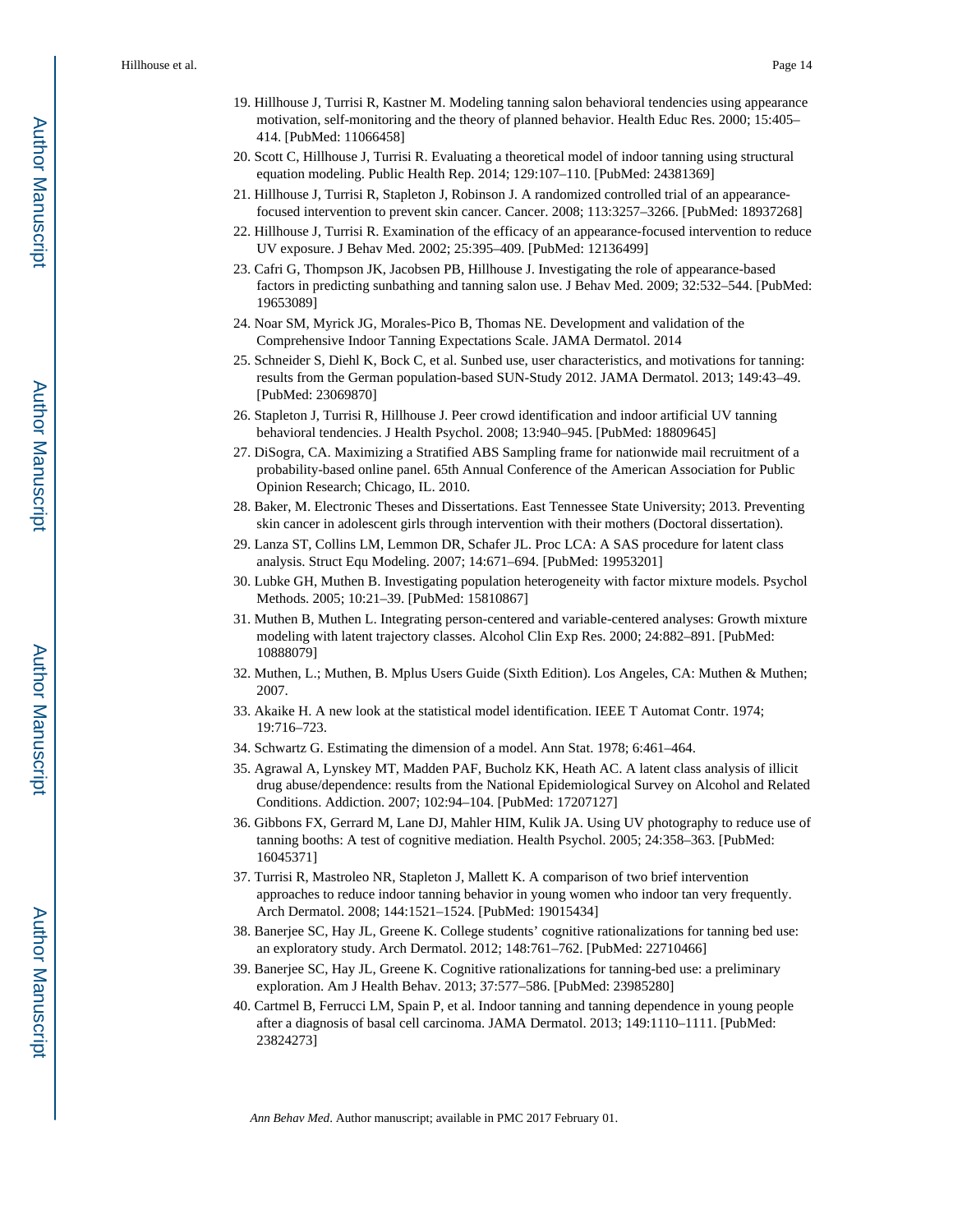19. Hillhouse J, Turrisi R, Kastner M. Modeling tanning salon behavioral tendencies using appearance motivation, self-monitoring and the theory of planned behavior. Health Educ Res. 2000; 15:405–414. [PubMed: 11066458]
20. Scott C, Hillhouse J, Turrisi R. Evaluating a theoretical model of indoor tanning using structural equation modeling. Public Health Rep. 2014; 129:107–110. [PubMed: 24381369]
21. Hillhouse J, Turrisi R, Stapleton J, Robinson J. A randomized controlled trial of an appearance-focused intervention to prevent skin cancer. Cancer. 2008; 113:3257–3266. [PubMed: 18937268]
22. Hillhouse J, Turrisi R. Examination of the efficacy of an appearance-focused intervention to reduce UV exposure. J Behav Med. 2002; 25:395–409. [PubMed: 12136499]
23. Cafri G, Thompson JK, Jacobsen PB, Hillhouse J. Investigating the role of appearance-based factors in predicting sunbathing and tanning salon use. J Behav Med. 2009; 32:532–544. [PubMed: 19653089]
24. Noar SM, Myrick JG, Morales-Pico B, Thomas NE. Development and validation of the Comprehensive Indoor Tanning Expectations Scale. JAMA Dermatol. 2014
25. Schneider S, Diehl K, Bock C, et al. Sunbed use, user characteristics, and motivations for tanning: results from the German population-based SUN-Study 2012. JAMA Dermatol. 2013; 149:43–49. [PubMed: 23069870]
26. Stapleton J, Turrisi R, Hillhouse J. Peer crowd identification and indoor artificial UV tanning behavioral tendencies. J Health Psychol. 2008; 13:940–945. [PubMed: 18809645]
27. DiSogra, CA. Maximizing a Stratified ABS Sampling frame for nationwide mail recruitment of a probability-based online panel. 65th Annual Conference of the American Association for Public Opinion Research; Chicago, IL. 2010.
28. Baker, M. Electronic Theses and Dissertations. East Tennessee State University; 2013. Preventing skin cancer in adolescent girls through intervention with their mothers (Doctoral dissertation).
29. Lanza ST, Collins LM, Lemmon DR, Schafer JL. Proc LCA: A SAS procedure for latent class analysis. Struct Equ Modeling. 2007; 14:671–694. [PubMed: 19953201]
30. Lubke GH, Muthen B. Investigating population heterogeneity with factor mixture models. Psychol Methods. 2005; 10:21–39. [PubMed: 15810867]
31. Muthen B, Muthen L. Integrating person-centered and variable-centered analyses: Growth mixture modeling with latent trajectory classes. Alcohol Clin Exp Res. 2000; 24:882–891. [PubMed: 10888079]
32. Muthen, L.; Muthen, B. Mplus Users Guide (Sixth Edition). Los Angeles, CA: Muthen & Muthen; 2007.
33. Akaike H. A new look at the statistical model identification. IEEE T Automat Contr. 1974; 19:716–723.
34. Schwartz G. Estimating the dimension of a model. Ann Stat. 1978; 6:461–464.
35. Agrawal A, Lynskey MT, Madden PAF, Bucholz KK, Heath AC. A latent class analysis of illicit drug abuse/dependence: results from the National Epidemiological Survey on Alcohol and Related Conditions. Addiction. 2007; 102:94–104. [PubMed: 17207127]
36. Gibbons FX, Gerrard M, Lane DJ, Mahler HIM, Kulik JA. Using UV photography to reduce use of tanning booths: A test of cognitive mediation. Health Psychol. 2005; 24:358–363. [PubMed: 16045371]
37. Turrisi R, Mastroleo NR, Stapleton J, Mallett K. A comparison of two brief intervention approaches to reduce indoor tanning behavior in young women who indoor tan very frequently. Arch Dermatol. 2008; 144:1521–1524. [PubMed: 19015434]
38. Banerjee SC, Hay JL, Greene K. College students' cognitive rationalizations for tanning bed use: an exploratory study. Arch Dermatol. 2012; 148:761–762. [PubMed: 22710466]
39. Banerjee SC, Hay JL, Greene K. Cognitive rationalizations for tanning-bed use: a preliminary exploration. Am J Health Behav. 2013; 37:577–586. [PubMed: 23985280]
40. Cartmel B, Ferrucci LM, Spain P, et al. Indoor tanning and tanning dependence in young people after a diagnosis of basal cell carcinoma. JAMA Dermatol. 2013; 149:1110–1111. [PubMed: 23824273]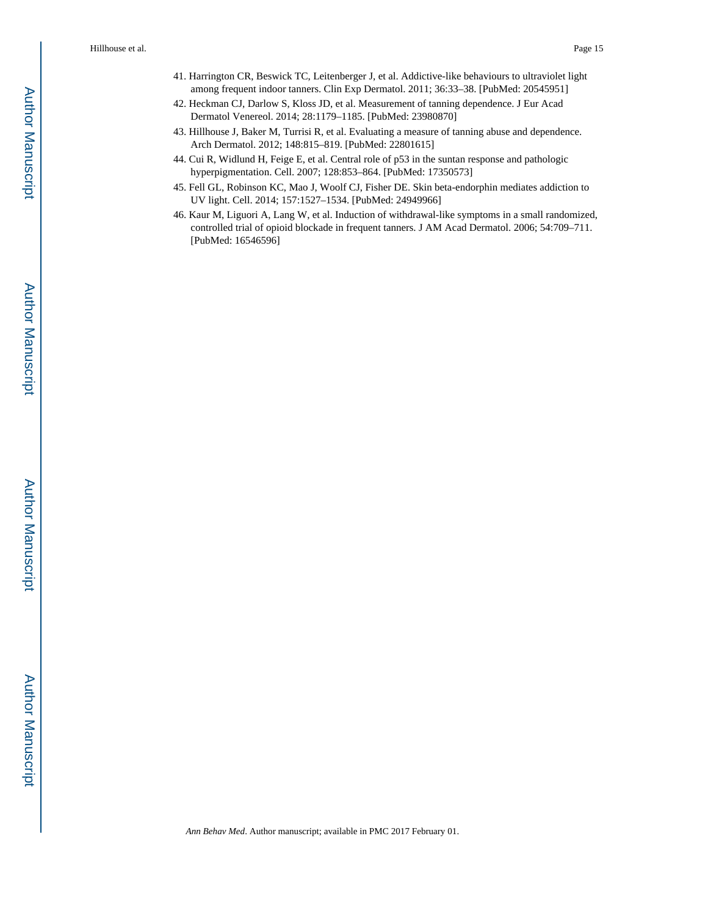41. Harrington CR, Beswick TC, Leitenberger J, et al. Addictive-like behaviours to ultraviolet light among frequent indoor tanners. Clin Exp Dermatol. 2011; 36:33–38. [PubMed: 20545951]
42. Heckman CJ, Darlow S, Kloss JD, et al. Measurement of tanning dependence. J Eur Acad Dermatol Venereol. 2014; 28:1179–1185. [PubMed: 23980870]
43. Hillhouse J, Baker M, Turrisi R, et al. Evaluating a measure of tanning abuse and dependence. Arch Dermatol. 2012; 148:815–819. [PubMed: 22801615]
44. Cui R, Widlund H, Feige E, et al. Central role of p53 in the suntan response and pathologic hyperpigmentation. Cell. 2007; 128:853–864. [PubMed: 17350573]
45. Fell GL, Robinson KC, Mao J, Woolf CJ, Fisher DE. Skin beta-endorphin mediates addiction to UV light. Cell. 2014; 157:1527–1534. [PubMed: 24949966]
46. Kaur M, Liguori A, Lang W, et al. Induction of withdrawal-like symptoms in a small randomized, controlled trial of opioid blockade in frequent tanners. J AM Acad Dermatol. 2006; 54:709–711. [PubMed: 16546596]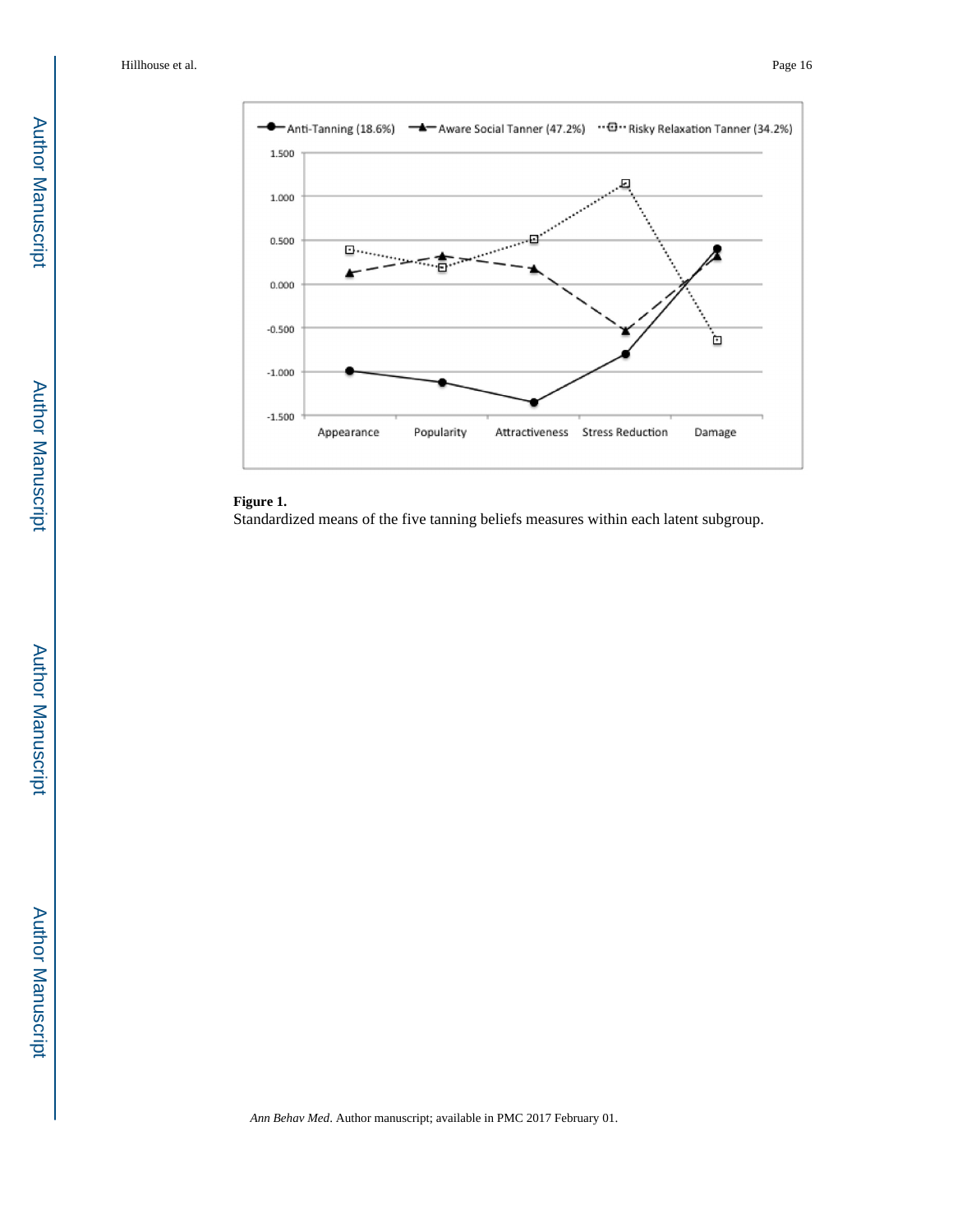**Figure 1.**

Standardized means of the five tanning beliefs measures within each latent subgroup.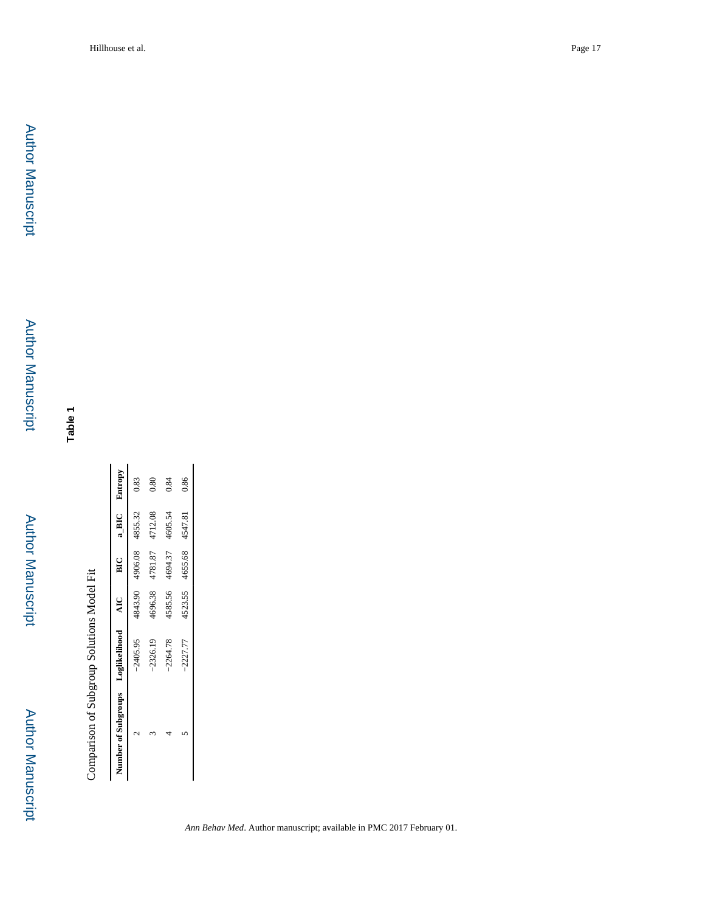## Table 1

Comparison of Subgroup Solutions Model Fit

| Number of Subgroups | Loglikelihood | AIC | BIC | a_BIC | Entropy |
|---|---|---|---|---|---|
| 2 | −2405.95 | 4843.90 | 4906.08 | 4855.32 | 0.83 |
| 3 | −2326.19 | 4696.38 | 4781.87 | 4712.08 | 0.80 |
| 4 | −2264.78 | 4585.56 | 4694.37 | 4605.54 | 0.84 |
| 5 | −2227.77 | 4523.55 | 4655.68 | 4547.81 | 0.86 |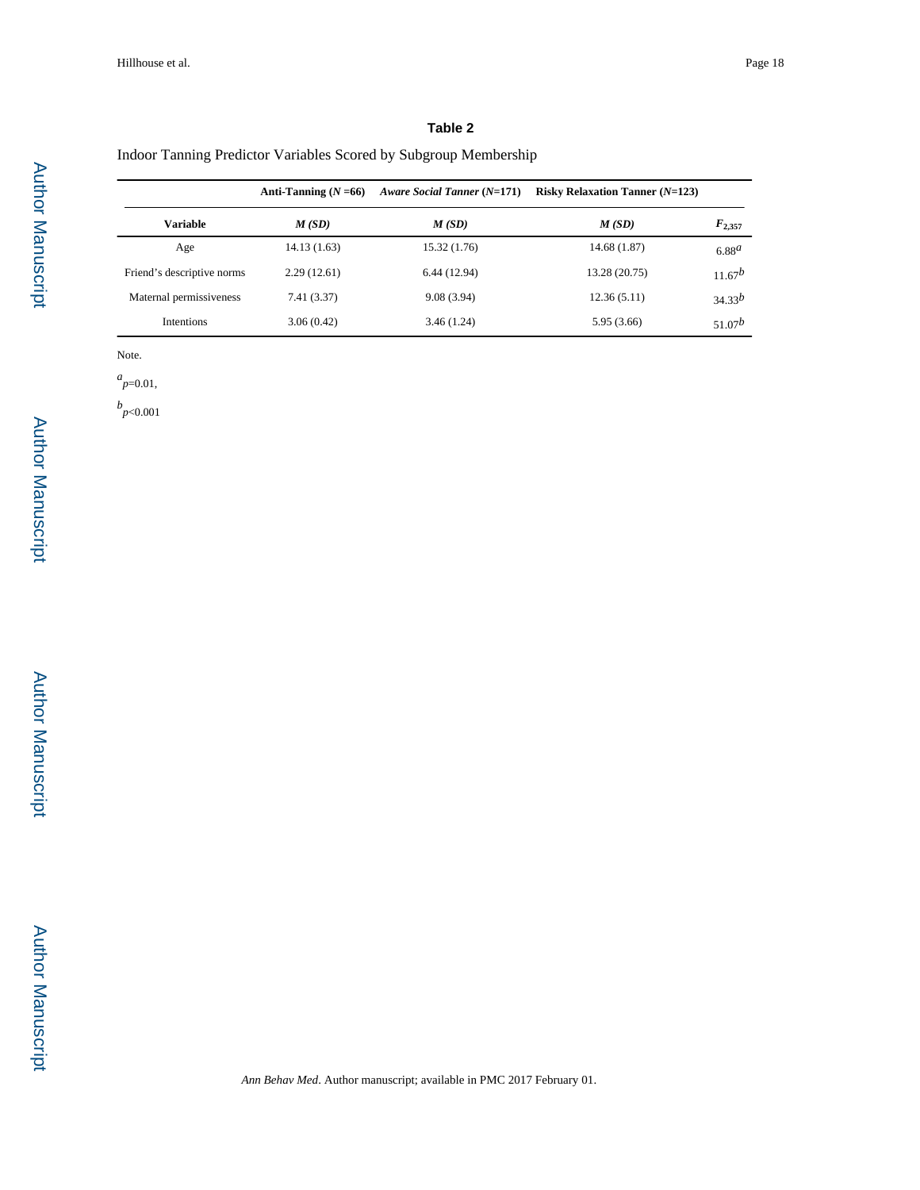**Table 2**

Indoor Tanning Predictor Variables Scored by Subgroup Membership

| | Anti-Tanning ($N$ =66) | *Aware Social Tanner* ($N$=171) | Risky Relaxation Tanner ($N$=123) | |
|---|---|---|---|---|
| **Variable** | ***M (SD)*** | ***M (SD)*** | ***M (SD)*** | $F_{2,357}$ |
| Age | 14.13 (1.63) | 15.32 (1.76) | 14.68 (1.87) | 6.88[a] |
| Friend's descriptive norms | 2.29 (12.61) | 6.44 (12.94) | 13.28 (20.75) | 11.67[b] |
| Maternal permissiveness | 7.41 (3.37) | 9.08 (3.94) | 12.36 (5.11) | 34.33[b] |
| Intentions | 3.06 (0.42) | 3.46 (1.24) | 5.95 (3.66) | 51.07[b] |

Note.

[a] $p=0.01$,

[b] $p<0.001$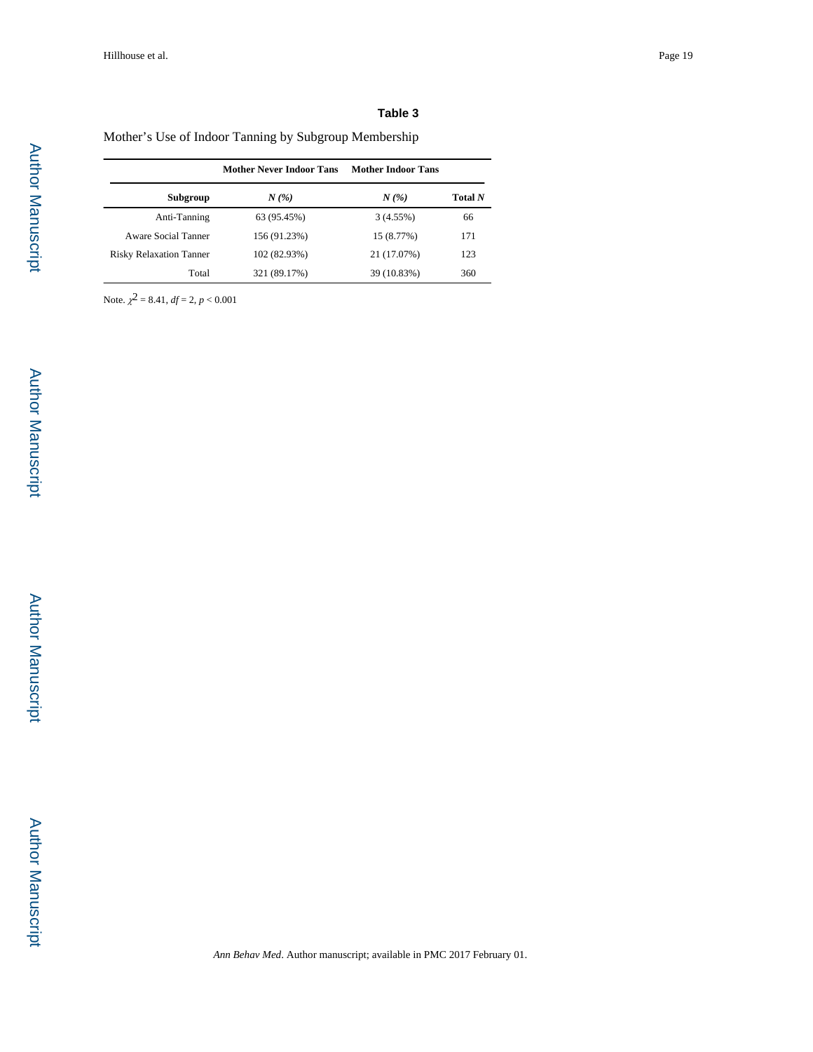**Table 3**

Mother's Use of Indoor Tanning by Subgroup Membership

| | Mother Never Indoor Tans | Mother Indoor Tans | |
|---|---|---|---|
| **Subgroup** | ***N (%)*** | ***N (%)*** | **Total *N*** |
| Anti-Tanning | 63 (95.45%) | 3 (4.55%) | 66 |
| Aware Social Tanner | 156 (91.23%) | 15 (8.77%) | 171 |
| Risky Relaxation Tanner | 102 (82.93%) | 21 (17.07%) | 123 |
| Total | 321 (89.17%) | 39 (10.83%) | 360 |

Note. $\chi^2 = 8.41$, $df = 2$, $p < 0.001$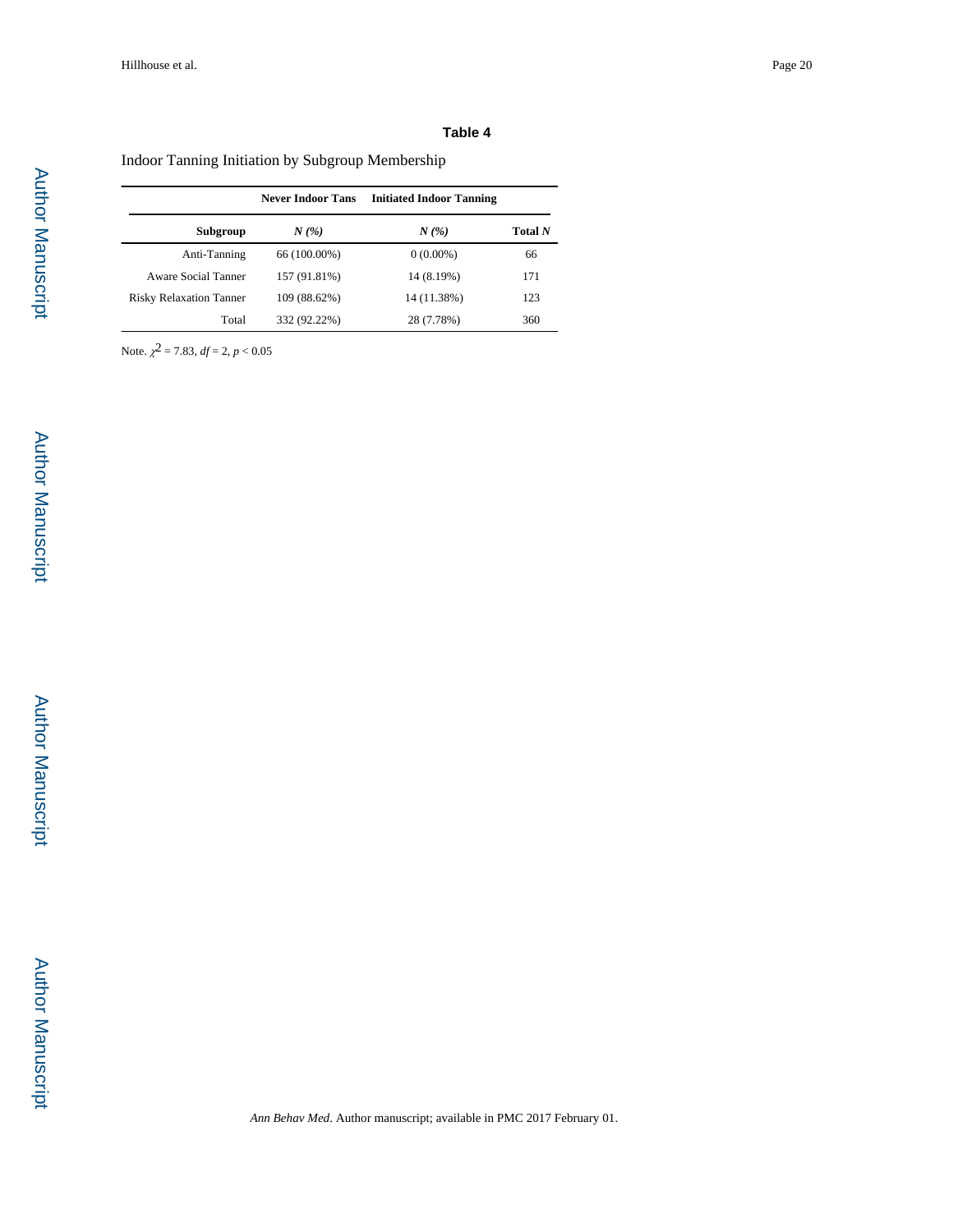**Table 4**

Indoor Tanning Initiation by Subgroup Membership

| | Never Indoor Tans | Initiated Indoor Tanning | |
|---|---|---|---|
| **Subgroup** | ***N (%)*** | ***N (%)*** | **Total *N*** |
| Anti-Tanning | 66 (100.00%) | 0 (0.00%) | 66 |
| Aware Social Tanner | 157 (91.81%) | 14 (8.19%) | 171 |
| Risky Relaxation Tanner | 109 (88.62%) | 14 (11.38%) | 123 |
| Total | 332 (92.22%) | 28 (7.78%) | 360 |

Note. $\chi^2 = 7.83$, $df = 2$, $p < 0.05$